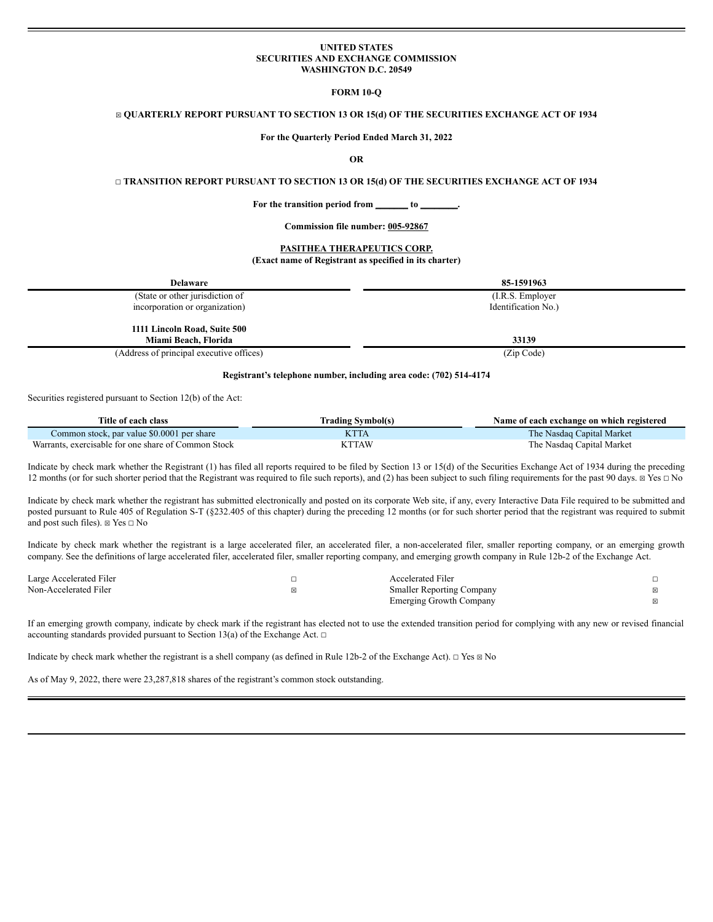**UNITED STATES**
**SECURITIES AND EXCHANGE COMMISSION**
**WASHINGTON D.C. 20549**

**FORM 10-Q**

☒ **QUARTERLY REPORT PURSUANT TO SECTION 13 OR 15(d) OF THE SECURITIES EXCHANGE ACT OF 1934**

**For the Quarterly Period Ended March 31, 2022**

**OR**

☐ **TRANSITION REPORT PURSUANT TO SECTION 13 OR 15(d) OF THE SECURITIES EXCHANGE ACT OF 1934**

**For the transition period from _______ to ________.**

**Commission file number: 005-92867**

**PASITHEA THERAPEUTICS CORP.**
**(Exact name of Registrant as specified in its charter)**

| **Delaware** | **85-1591963** |
|---|---|
| (State or other jurisdiction of incorporation or organization) | (I.R.S. Employer Identification No.) |
| **1111 Lincoln Road, Suite 500 Miami Beach, Florida** | **33139** |
| (Address of principal executive offices) | (Zip Code) |

**Registrant's telephone number, including area code: (702) 514-4174**

Securities registered pursuant to Section 12(b) of the Act:

| Title of each class | Trading Symbol(s) | Name of each exchange on which registered |
|---|---|---|
| Common stock, par value $0.0001 per share | KTTA | The Nasdaq Capital Market |
| Warrants, exercisable for one share of Common Stock | KTTAW | The Nasdaq Capital Market |

Indicate by check mark whether the Registrant (1) has filed all reports required to be filed by Section 13 or 15(d) of the Securities Exchange Act of 1934 during the preceding 12 months (or for such shorter period that the Registrant was required to file such reports), and (2) has been subject to such filing requirements for the past 90 days. ☒ Yes ☐ No

Indicate by check mark whether the registrant has submitted electronically and posted on its corporate Web site, if any, every Interactive Data File required to be submitted and posted pursuant to Rule 405 of Regulation S-T (§232.405 of this chapter) during the preceding 12 months (or for such shorter period that the registrant was required to submit and post such files). ☒ Yes ☐ No

Indicate by check mark whether the registrant is a large accelerated filer, an accelerated filer, a non-accelerated filer, smaller reporting company, or an emerging growth company. See the definitions of large accelerated filer, accelerated filer, smaller reporting company, and emerging growth company in Rule 12b-2 of the Exchange Act.

| | | | |
|---|---|---|---|
| Large Accelerated Filer | ☐ | Accelerated Filer | ☐ |
| Non-Accelerated Filer | ☒ | Smaller Reporting Company | ☒ |
| | | Emerging Growth Company | ☒ |

If an emerging growth company, indicate by check mark if the registrant has elected not to use the extended transition period for complying with any new or revised financial accounting standards provided pursuant to Section 13(a) of the Exchange Act. ☐

Indicate by check mark whether the registrant is a shell company (as defined in Rule 12b-2 of the Exchange Act). ☐ Yes ☒ No

As of May 9, 2022, there were 23,287,818 shares of the registrant's common stock outstanding.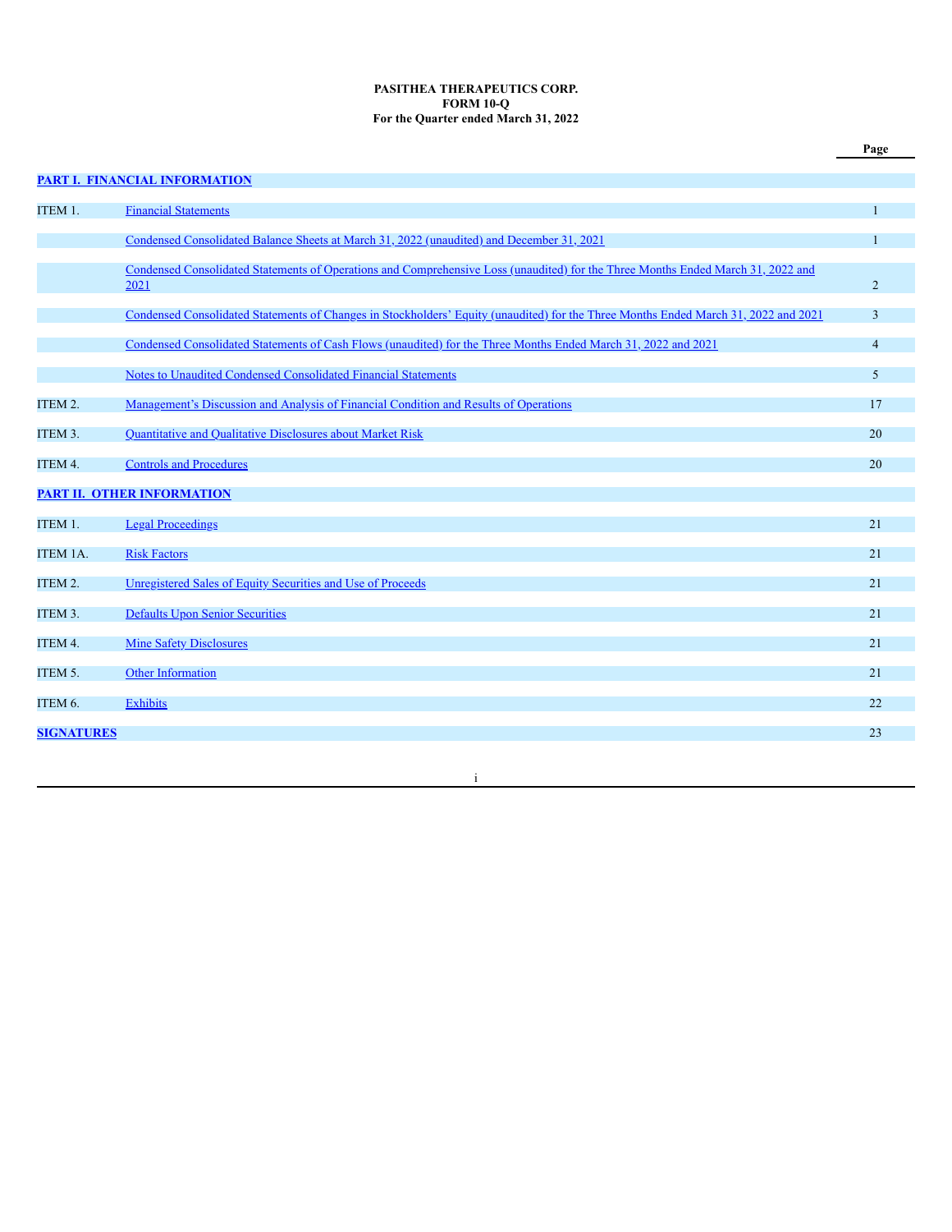**PASITHEA THERAPEUTICS CORP.**
**FORM 10-Q**
**For the Quarter ended March 31, 2022**

| | | Page |
|---|---|---|
| **PART I. FINANCIAL INFORMATION** | | |
| ITEM 1. | Financial Statements | 1 |
| | Condensed Consolidated Balance Sheets at March 31, 2022 (unaudited) and December 31, 2021 | 1 |
| | Condensed Consolidated Statements of Operations and Comprehensive Loss (unaudited) for the Three Months Ended March 31, 2022 and 2021 | 2 |
| | Condensed Consolidated Statements of Changes in Stockholders' Equity (unaudited) for the Three Months Ended March 31, 2022 and 2021 | 3 |
| | Condensed Consolidated Statements of Cash Flows (unaudited) for the Three Months Ended March 31, 2022 and 2021 | 4 |
| | Notes to Unaudited Condensed Consolidated Financial Statements | 5 |
| ITEM 2. | Management's Discussion and Analysis of Financial Condition and Results of Operations | 17 |
| ITEM 3. | Quantitative and Qualitative Disclosures about Market Risk | 20 |
| ITEM 4. | Controls and Procedures | 20 |
| **PART II. OTHER INFORMATION** | | |
| ITEM 1. | Legal Proceedings | 21 |
| ITEM 1A. | Risk Factors | 21 |
| ITEM 2. | Unregistered Sales of Equity Securities and Use of Proceeds | 21 |
| ITEM 3. | Defaults Upon Senior Securities | 21 |
| ITEM 4. | Mine Safety Disclosures | 21 |
| ITEM 5. | Other Information | 21 |
| ITEM 6. | Exhibits | 22 |
| **SIGNATURES** | | 23 |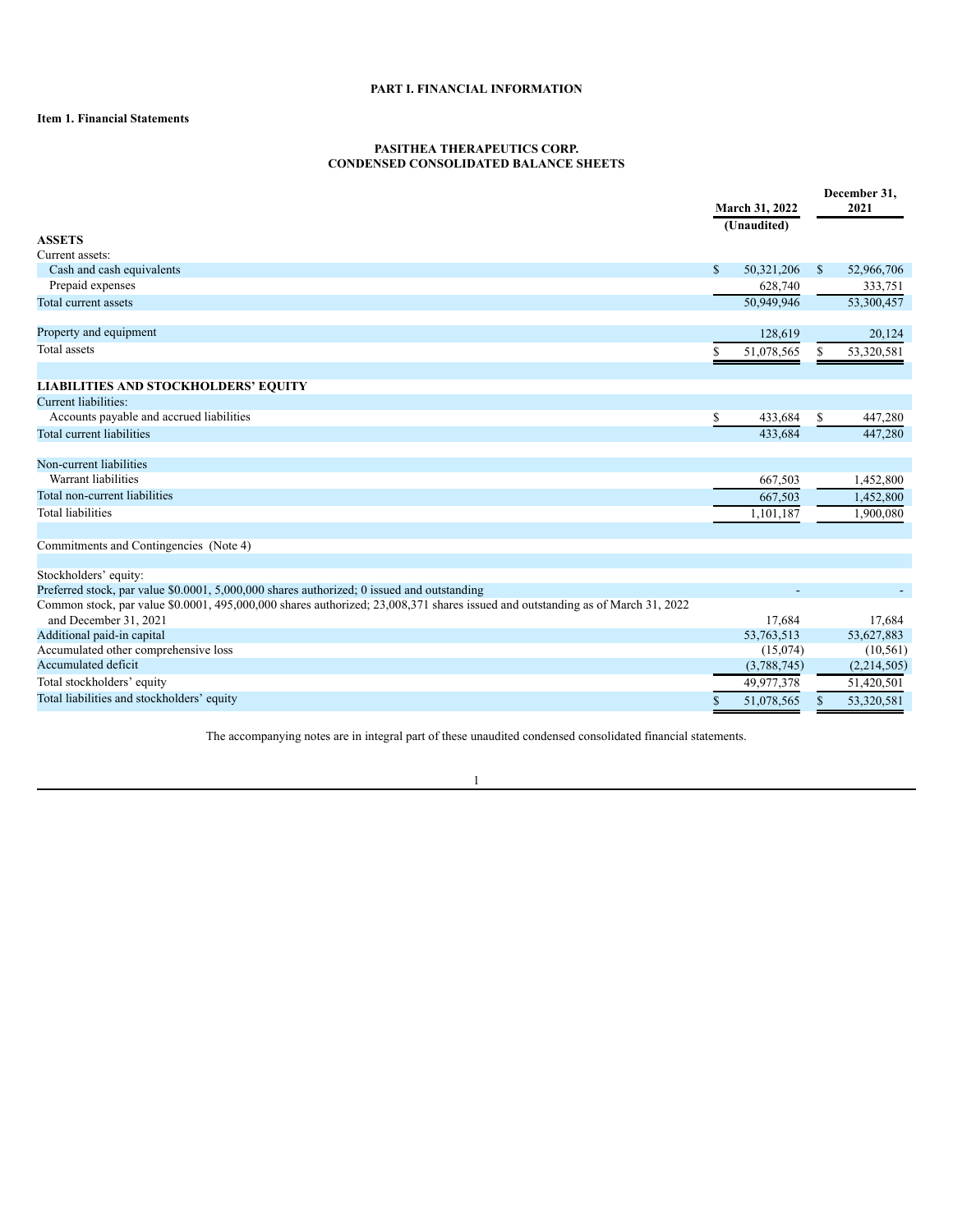# PART I. FINANCIAL INFORMATION

## Item 1. Financial Statements

### PASITHEA THERAPEUTICS CORP.
### CONDENSED CONSOLIDATED BALANCE SHEETS

| | March 31, 2022 (Unaudited) | December 31, 2021 |
|---|---|---|
| **ASSETS** | | |
| Current assets: | | |
| Cash and cash equivalents | $ 50,321,206 | $ 52,966,706 |
| Prepaid expenses | 628,740 | 333,751 |
| Total current assets | 50,949,946 | 53,300,457 |
| | | |
| Property and equipment | 128,619 | 20,124 |
| Total assets | $ 51,078,565 | $ 53,320,581 |
| | | |
| **LIABILITIES AND STOCKHOLDERS' EQUITY** | | |
| Current liabilities: | | |
| Accounts payable and accrued liabilities | $ 433,684 | $ 447,280 |
| Total current liabilities | 433,684 | 447,280 |
| | | |
| Non-current liabilities | | |
| Warrant liabilities | 667,503 | 1,452,800 |
| Total non-current liabilities | 667,503 | 1,452,800 |
| Total liabilities | 1,101,187 | 1,900,080 |
| | | |
| Commitments and Contingencies (Note 4) | | |
| | | |
| Stockholders' equity: | | |
| Preferred stock, par value $0.0001, 5,000,000 shares authorized; 0 issued and outstanding | - | - |
| Common stock, par value $0.0001, 495,000,000 shares authorized; 23,008,371 shares issued and outstanding as of March 31, 2022 and December 31, 2021 | 17,684 | 17,684 |
| Additional paid-in capital | 53,763,513 | 53,627,883 |
| Accumulated other comprehensive loss | (15,074) | (10,561) |
| Accumulated deficit | (3,788,745) | (2,214,505) |
| Total stockholders' equity | 49,977,378 | 51,420,501 |
| Total liabilities and stockholders' equity | $ 51,078,565 | $ 53,320,581 |

The accompanying notes are in integral part of these unaudited condensed consolidated financial statements.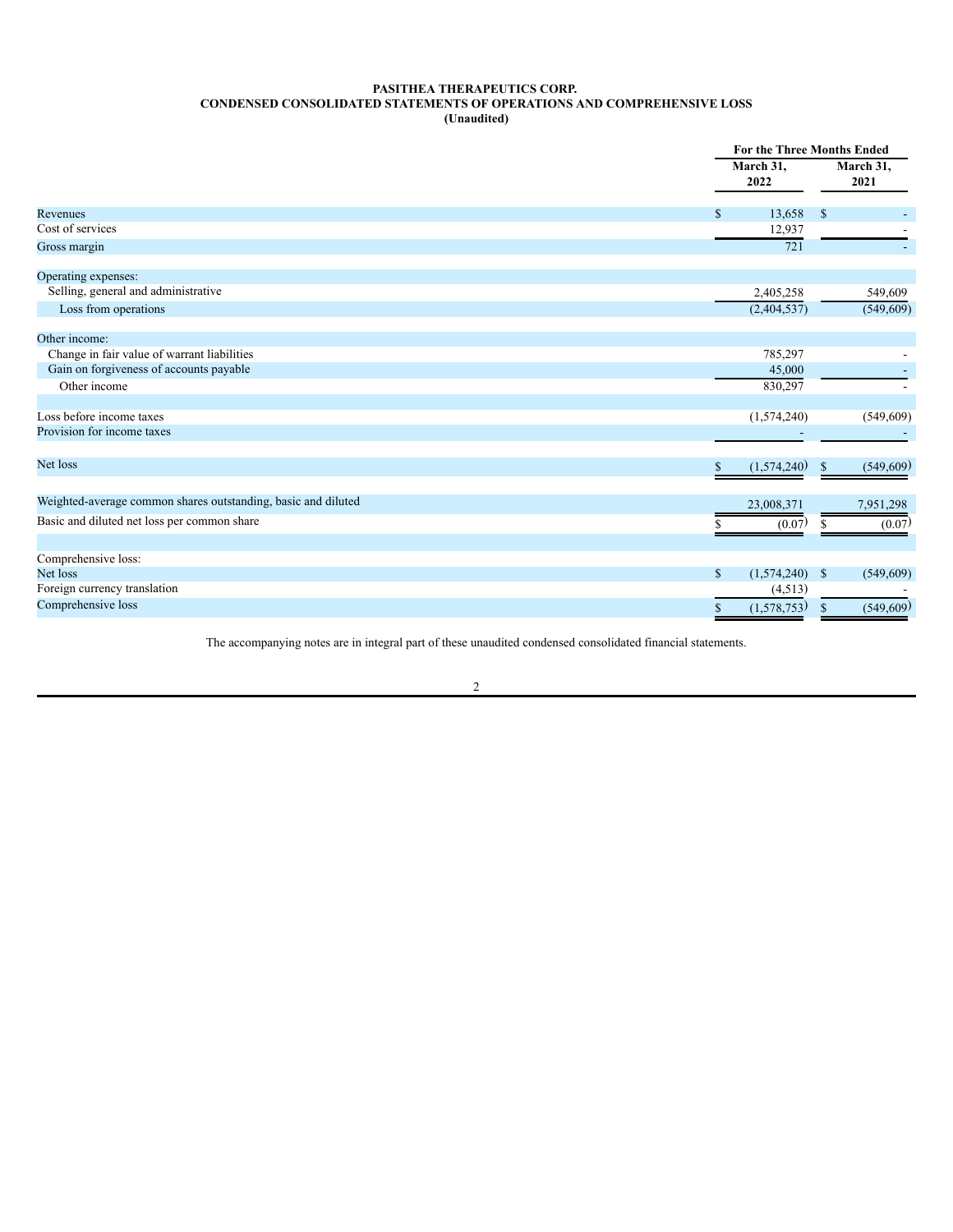**PASITHEA THERAPEUTICS CORP.**
**CONDENSED CONSOLIDATED STATEMENTS OF OPERATIONS AND COMPREHENSIVE LOSS**
**(Unaudited)**

| | For the Three Months Ended | |
|---|---|---|
| | March 31, 2022 | March 31, 2021 |
| Revenues | $ 13,658 | $ - |
| Cost of services | 12,937 | - |
| Gross margin | 721 | - |
| Operating expenses: | | |
| Selling, general and administrative | 2,405,258 | 549,609 |
| Loss from operations | (2,404,537) | (549,609) |
| Other income: | | |
| Change in fair value of warrant liabilities | 785,297 | - |
| Gain on forgiveness of accounts payable | 45,000 | - |
| Other income | 830,297 | - |
| Loss before income taxes | (1,574,240) | (549,609) |
| Provision for income taxes | - | - |
| Net loss | $ (1,574,240) | $ (549,609) |
| Weighted-average common shares outstanding, basic and diluted | 23,008,371 | 7,951,298 |
| Basic and diluted net loss per common share | $ (0.07) | $ (0.07) |
| Comprehensive loss: | | |
| Net loss | $ (1,574,240) | $ (549,609) |
| Foreign currency translation | (4,513) | - |
| Comprehensive loss | $ (1,578,753) | $ (549,609) |

The accompanying notes are in integral part of these unaudited condensed consolidated financial statements.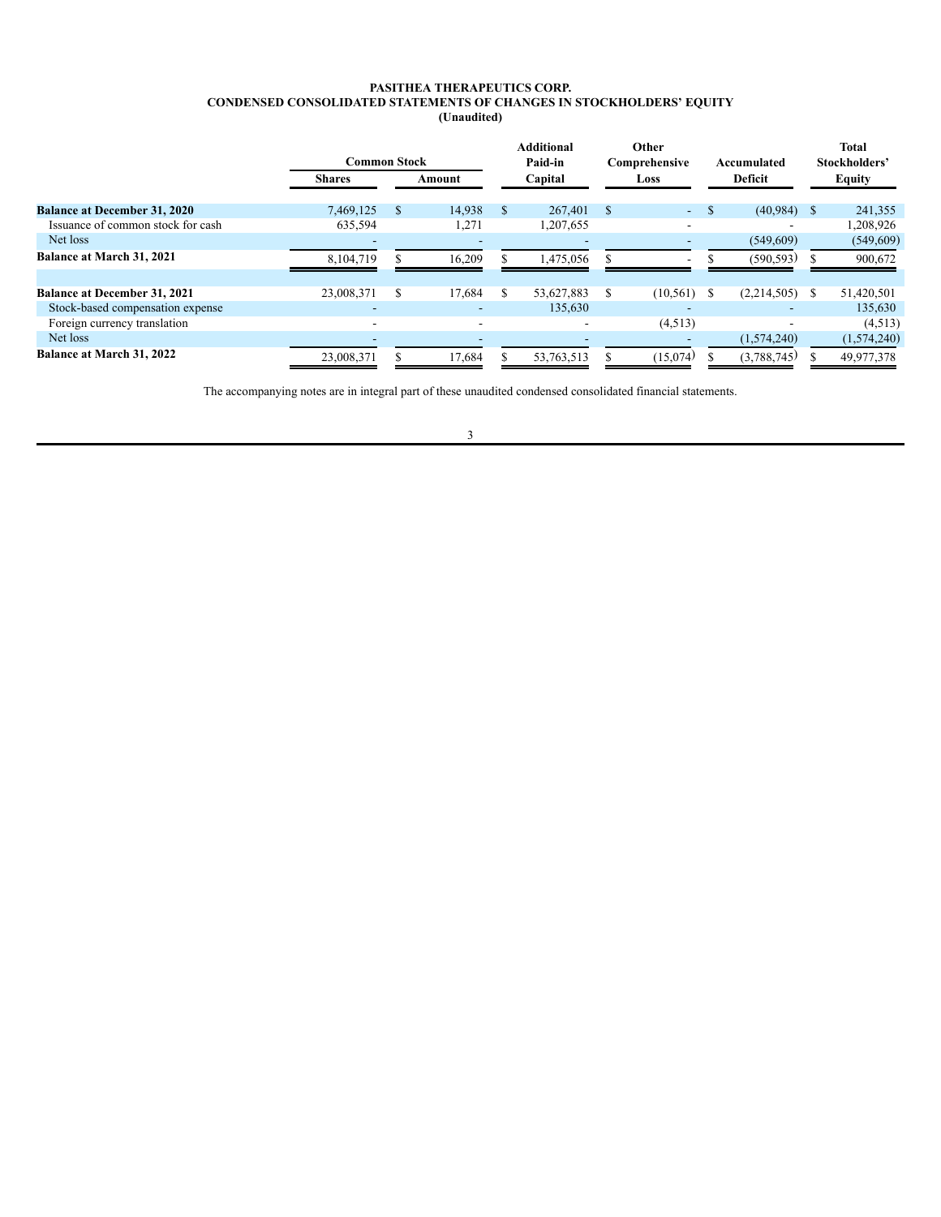**PASITHEA THERAPEUTICS CORP.**
**CONDENSED CONSOLIDATED STATEMENTS OF CHANGES IN STOCKHOLDERS' EQUITY**
**(Unaudited)**

| | Common Stock | | Additional Paid-in Capital | Other Comprehensive Loss | Accumulated Deficit | Total Stockholders' Equity |
|---|---|---|---|---|---|---|
| | Shares | Amount | | | | |
| **Balance at December 31, 2020** | 7,469,125 | $ 14,938 | $ 267,401 | $ - | $ (40,984) | $ 241,355 |
| Issuance of common stock for cash | 635,594 | 1,271 | 1,207,655 | - | - | 1,208,926 |
| Net loss | - | - | - | - | (549,609) | (549,609) |
| **Balance at March 31, 2021** | 8,104,719 | $ 16,209 | $ 1,475,056 | $ - | $ (590,593) | $ 900,672 |
| | | | | | | |
| **Balance at December 31, 2021** | 23,008,371 | $ 17,684 | $ 53,627,883 | $ (10,561) | $ (2,214,505) | $ 51,420,501 |
| Stock-based compensation expense | - | - | 135,630 | - | - | 135,630 |
| Foreign currency translation | - | - | - | (4,513) | - | (4,513) |
| Net loss | - | - | - | - | (1,574,240) | (1,574,240) |
| **Balance at March 31, 2022** | 23,008,371 | $ 17,684 | $ 53,763,513 | $ (15,074) | $ (3,788,745) | $ 49,977,378 |

The accompanying notes are in integral part of these unaudited condensed consolidated financial statements.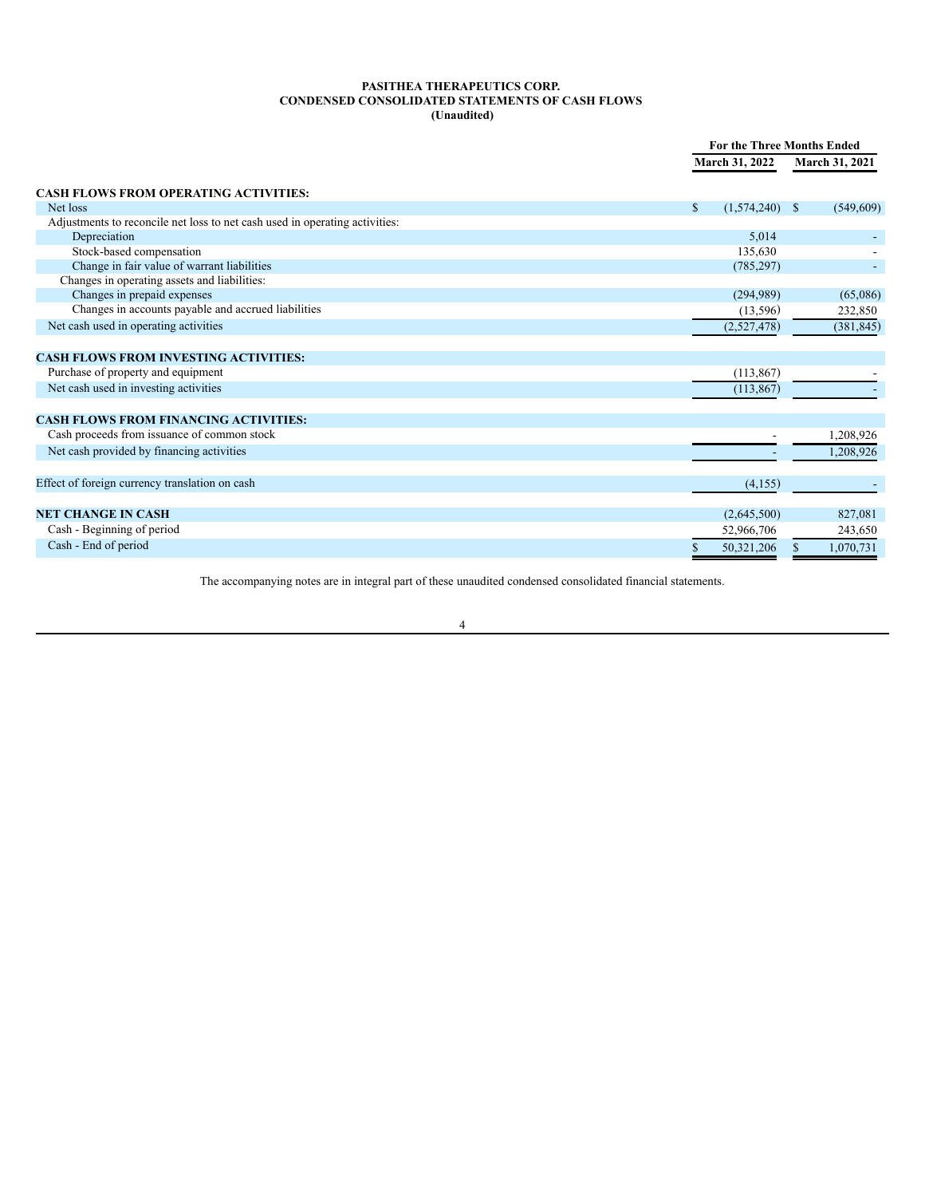**PASITHEA THERAPEUTICS CORP.**
**CONDENSED CONSOLIDATED STATEMENTS OF CASH FLOWS**
**(Unaudited)**

| | For the Three Months Ended | |
|---|---|---|
| | March 31, 2022 | March 31, 2021 |
| **CASH FLOWS FROM OPERATING ACTIVITIES:** | | |
| Net loss | $ (1,574,240) | $ (549,609) |
| Adjustments to reconcile net loss to net cash used in operating activities: | | |
| Depreciation | 5,014 | - |
| Stock-based compensation | 135,630 | - |
| Change in fair value of warrant liabilities | (785,297) | - |
| Changes in operating assets and liabilities: | | |
| Changes in prepaid expenses | (294,989) | (65,086) |
| Changes in accounts payable and accrued liabilities | (13,596) | 232,850 |
| Net cash used in operating activities | (2,527,478) | (381,845) |
| **CASH FLOWS FROM INVESTING ACTIVITIES:** | | |
| Purchase of property and equipment | (113,867) | - |
| Net cash used in investing activities | (113,867) | - |
| **CASH FLOWS FROM FINANCING ACTIVITIES:** | | |
| Cash proceeds from issuance of common stock | - | 1,208,926 |
| Net cash provided by financing activities | - | 1,208,926 |
| Effect of foreign currency translation on cash | (4,155) | - |
| **NET CHANGE IN CASH** | (2,645,500) | 827,081 |
| Cash - Beginning of period | 52,966,706 | 243,650 |
| Cash - End of period | $ 50,321,206 | $ 1,070,731 |

The accompanying notes are in integral part of these unaudited condensed consolidated financial statements.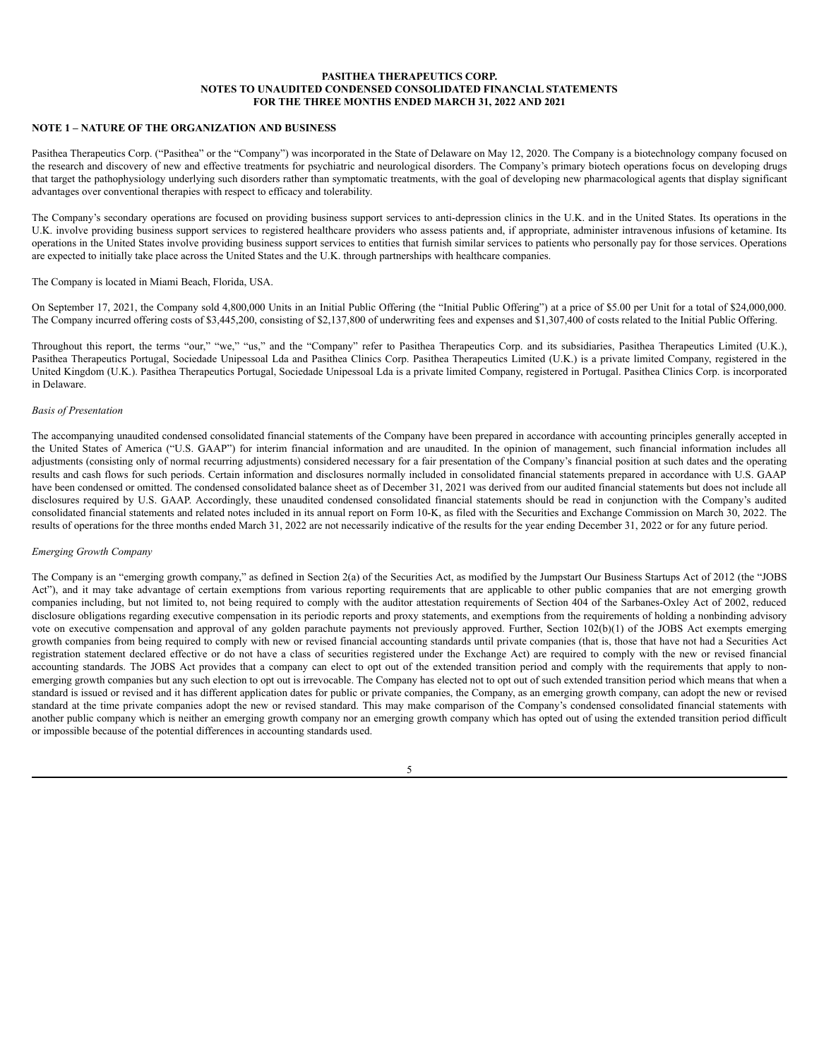**PASITHEA THERAPEUTICS CORP.**
**NOTES TO UNAUDITED CONDENSED CONSOLIDATED FINANCIAL STATEMENTS**
**FOR THE THREE MONTHS ENDED MARCH 31, 2022 AND 2021**

**NOTE 1 – NATURE OF THE ORGANIZATION AND BUSINESS**

Pasithea Therapeutics Corp. ("Pasithea" or the "Company") was incorporated in the State of Delaware on May 12, 2020. The Company is a biotechnology company focused on the research and discovery of new and effective treatments for psychiatric and neurological disorders. The Company's primary biotech operations focus on developing drugs that target the pathophysiology underlying such disorders rather than symptomatic treatments, with the goal of developing new pharmacological agents that display significant advantages over conventional therapies with respect to efficacy and tolerability.

The Company's secondary operations are focused on providing business support services to anti-depression clinics in the U.K. and in the United States. Its operations in the U.K. involve providing business support services to registered healthcare providers who assess patients and, if appropriate, administer intravenous infusions of ketamine. Its operations in the United States involve providing business support services to entities that furnish similar services to patients who personally pay for those services. Operations are expected to initially take place across the United States and the U.K. through partnerships with healthcare companies.

The Company is located in Miami Beach, Florida, USA.

On September 17, 2021, the Company sold 4,800,000 Units in an Initial Public Offering (the "Initial Public Offering") at a price of $5.00 per Unit for a total of $24,000,000. The Company incurred offering costs of $3,445,200, consisting of $2,137,800 of underwriting fees and expenses and $1,307,400 of costs related to the Initial Public Offering.

Throughout this report, the terms "our," "we," "us," and the "Company" refer to Pasithea Therapeutics Corp. and its subsidiaries, Pasithea Therapeutics Limited (U.K.), Pasithea Therapeutics Portugal, Sociedade Unipessoal Lda and Pasithea Clinics Corp. Pasithea Therapeutics Limited (U.K.) is a private limited Company, registered in the United Kingdom (U.K.). Pasithea Therapeutics Portugal, Sociedade Unipessoal Lda is a private limited Company, registered in Portugal. Pasithea Clinics Corp. is incorporated in Delaware.

*Basis of Presentation*

The accompanying unaudited condensed consolidated financial statements of the Company have been prepared in accordance with accounting principles generally accepted in the United States of America ("U.S. GAAP") for interim financial information and are unaudited. In the opinion of management, such financial information includes all adjustments (consisting only of normal recurring adjustments) considered necessary for a fair presentation of the Company's financial position at such dates and the operating results and cash flows for such periods. Certain information and disclosures normally included in consolidated financial statements prepared in accordance with U.S. GAAP have been condensed or omitted. The condensed consolidated balance sheet as of December 31, 2021 was derived from our audited financial statements but does not include all disclosures required by U.S. GAAP. Accordingly, these unaudited condensed consolidated financial statements should be read in conjunction with the Company's audited consolidated financial statements and related notes included in its annual report on Form 10-K, as filed with the Securities and Exchange Commission on March 30, 2022. The results of operations for the three months ended March 31, 2022 are not necessarily indicative of the results for the year ending December 31, 2022 or for any future period.

*Emerging Growth Company*

The Company is an "emerging growth company," as defined in Section 2(a) of the Securities Act, as modified by the Jumpstart Our Business Startups Act of 2012 (the "JOBS Act"), and it may take advantage of certain exemptions from various reporting requirements that are applicable to other public companies that are not emerging growth companies including, but not limited to, not being required to comply with the auditor attestation requirements of Section 404 of the Sarbanes-Oxley Act of 2002, reduced disclosure obligations regarding executive compensation in its periodic reports and proxy statements, and exemptions from the requirements of holding a nonbinding advisory vote on executive compensation and approval of any golden parachute payments not previously approved. Further, Section 102(b)(1) of the JOBS Act exempts emerging growth companies from being required to comply with new or revised financial accounting standards until private companies (that is, those that have not had a Securities Act registration statement declared effective or do not have a class of securities registered under the Exchange Act) are required to comply with the new or revised financial accounting standards. The JOBS Act provides that a company can elect to opt out of the extended transition period and comply with the requirements that apply to non-emerging growth companies but any such election to opt out is irrevocable. The Company has elected not to opt out of such extended transition period which means that when a standard is issued or revised and it has different application dates for public or private companies, the Company, as an emerging growth company, can adopt the new or revised standard at the time private companies adopt the new or revised standard. This may make comparison of the Company's condensed consolidated financial statements with another public company which is neither an emerging growth company nor an emerging growth company which has opted out of using the extended transition period difficult or impossible because of the potential differences in accounting standards used.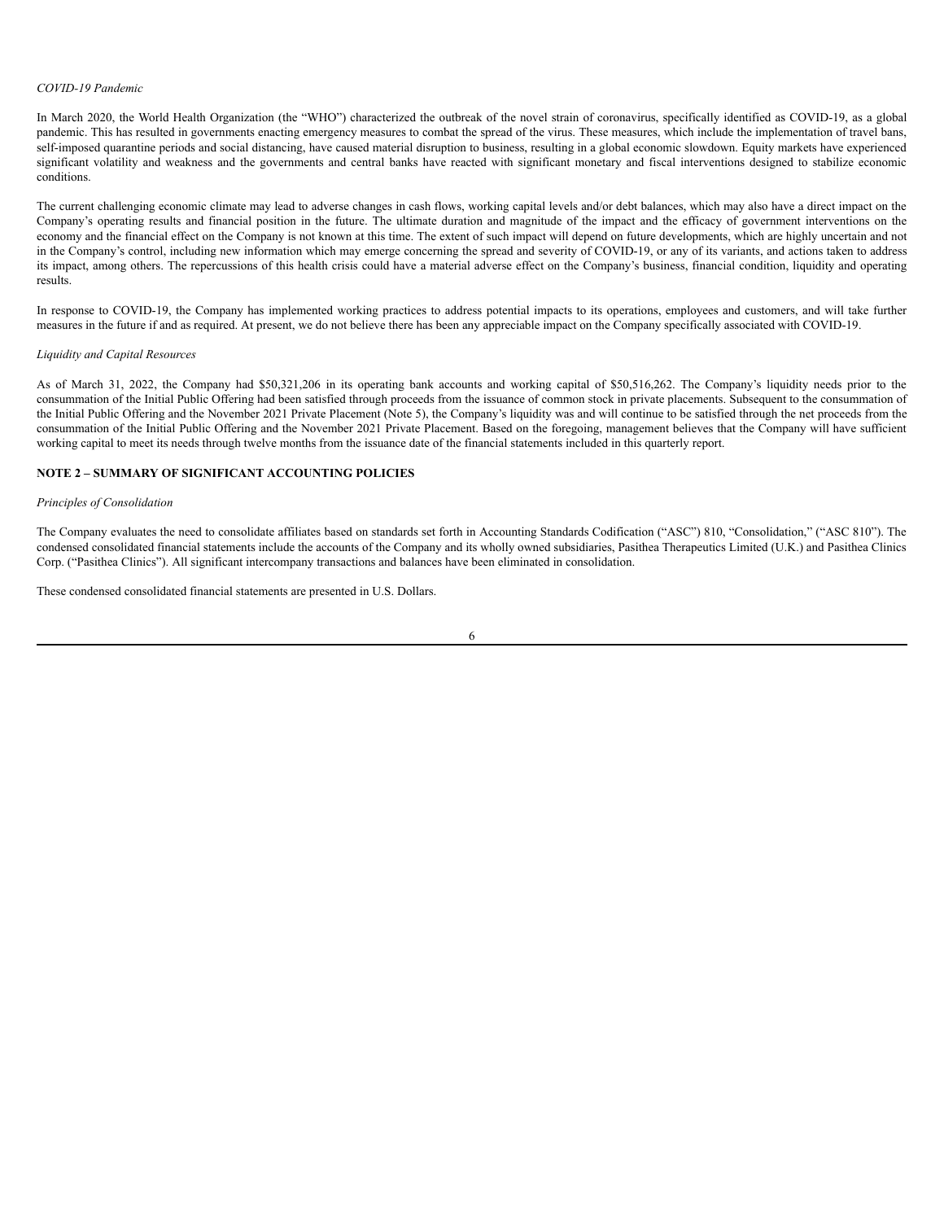*COVID-19 Pandemic*

In March 2020, the World Health Organization (the "WHO") characterized the outbreak of the novel strain of coronavirus, specifically identified as COVID-19, as a global pandemic. This has resulted in governments enacting emergency measures to combat the spread of the virus. These measures, which include the implementation of travel bans, self-imposed quarantine periods and social distancing, have caused material disruption to business, resulting in a global economic slowdown. Equity markets have experienced significant volatility and weakness and the governments and central banks have reacted with significant monetary and fiscal interventions designed to stabilize economic conditions.

The current challenging economic climate may lead to adverse changes in cash flows, working capital levels and/or debt balances, which may also have a direct impact on the Company's operating results and financial position in the future. The ultimate duration and magnitude of the impact and the efficacy of government interventions on the economy and the financial effect on the Company is not known at this time. The extent of such impact will depend on future developments, which are highly uncertain and not in the Company's control, including new information which may emerge concerning the spread and severity of COVID-19, or any of its variants, and actions taken to address its impact, among others. The repercussions of this health crisis could have a material adverse effect on the Company's business, financial condition, liquidity and operating results.

In response to COVID-19, the Company has implemented working practices to address potential impacts to its operations, employees and customers, and will take further measures in the future if and as required. At present, we do not believe there has been any appreciable impact on the Company specifically associated with COVID-19.

*Liquidity and Capital Resources*

As of March 31, 2022, the Company had $50,321,206 in its operating bank accounts and working capital of $50,516,262. The Company's liquidity needs prior to the consummation of the Initial Public Offering had been satisfied through proceeds from the issuance of common stock in private placements. Subsequent to the consummation of the Initial Public Offering and the November 2021 Private Placement (Note 5), the Company's liquidity was and will continue to be satisfied through the net proceeds from the consummation of the Initial Public Offering and the November 2021 Private Placement. Based on the foregoing, management believes that the Company will have sufficient working capital to meet its needs through twelve months from the issuance date of the financial statements included in this quarterly report.

**NOTE 2 – SUMMARY OF SIGNIFICANT ACCOUNTING POLICIES**

*Principles of Consolidation*

The Company evaluates the need to consolidate affiliates based on standards set forth in Accounting Standards Codification ("ASC") 810, "Consolidation," ("ASC 810"). The condensed consolidated financial statements include the accounts of the Company and its wholly owned subsidiaries, Pasithea Therapeutics Limited (U.K.) and Pasithea Clinics Corp. ("Pasithea Clinics"). All significant intercompany transactions and balances have been eliminated in consolidation.

These condensed consolidated financial statements are presented in U.S. Dollars.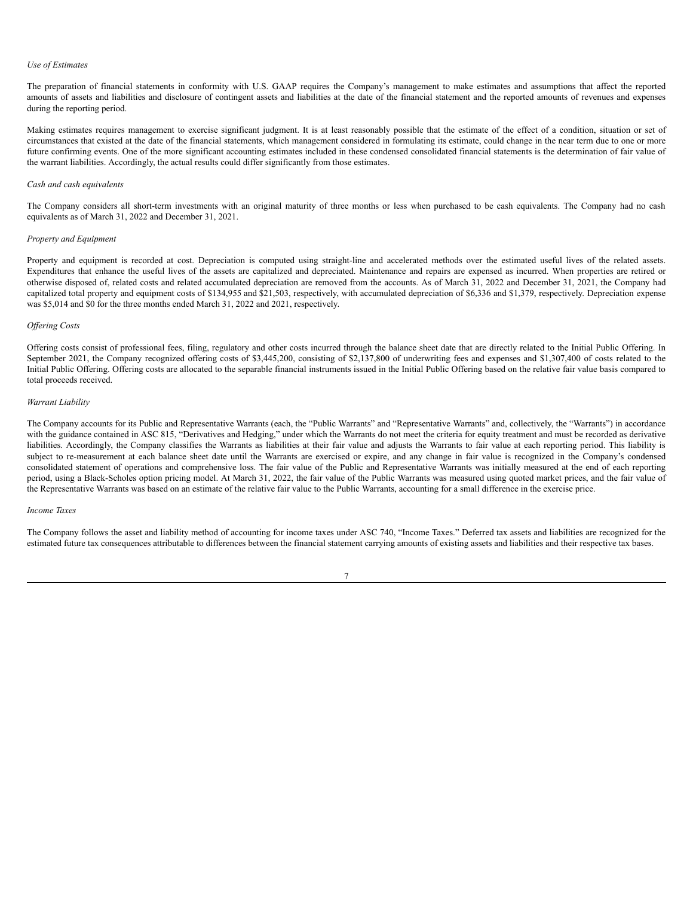*Use of Estimates*

The preparation of financial statements in conformity with U.S. GAAP requires the Company's management to make estimates and assumptions that affect the reported amounts of assets and liabilities and disclosure of contingent assets and liabilities at the date of the financial statement and the reported amounts of revenues and expenses during the reporting period.

Making estimates requires management to exercise significant judgment. It is at least reasonably possible that the estimate of the effect of a condition, situation or set of circumstances that existed at the date of the financial statements, which management considered in formulating its estimate, could change in the near term due to one or more future confirming events. One of the more significant accounting estimates included in these condensed consolidated financial statements is the determination of fair value of the warrant liabilities. Accordingly, the actual results could differ significantly from those estimates.

*Cash and cash equivalents*

The Company considers all short-term investments with an original maturity of three months or less when purchased to be cash equivalents. The Company had no cash equivalents as of March 31, 2022 and December 31, 2021.

*Property and Equipment*

Property and equipment is recorded at cost. Depreciation is computed using straight-line and accelerated methods over the estimated useful lives of the related assets. Expenditures that enhance the useful lives of the assets are capitalized and depreciated. Maintenance and repairs are expensed as incurred. When properties are retired or otherwise disposed of, related costs and related accumulated depreciation are removed from the accounts. As of March 31, 2022 and December 31, 2021, the Company had capitalized total property and equipment costs of $134,955 and $21,503, respectively, with accumulated depreciation of $6,336 and $1,379, respectively. Depreciation expense was $5,014 and $0 for the three months ended March 31, 2022 and 2021, respectively.

*Offering Costs*

Offering costs consist of professional fees, filing, regulatory and other costs incurred through the balance sheet date that are directly related to the Initial Public Offering. In September 2021, the Company recognized offering costs of $3,445,200, consisting of $2,137,800 of underwriting fees and expenses and $1,307,400 of costs related to the Initial Public Offering. Offering costs are allocated to the separable financial instruments issued in the Initial Public Offering based on the relative fair value basis compared to total proceeds received.

*Warrant Liability*

The Company accounts for its Public and Representative Warrants (each, the "Public Warrants" and "Representative Warrants" and, collectively, the "Warrants") in accordance with the guidance contained in ASC 815, "Derivatives and Hedging," under which the Warrants do not meet the criteria for equity treatment and must be recorded as derivative liabilities. Accordingly, the Company classifies the Warrants as liabilities at their fair value and adjusts the Warrants to fair value at each reporting period. This liability is subject to re-measurement at each balance sheet date until the Warrants are exercised or expire, and any change in fair value is recognized in the Company's condensed consolidated statement of operations and comprehensive loss. The fair value of the Public and Representative Warrants was initially measured at the end of each reporting period, using a Black-Scholes option pricing model. At March 31, 2022, the fair value of the Public Warrants was measured using quoted market prices, and the fair value of the Representative Warrants was based on an estimate of the relative fair value to the Public Warrants, accounting for a small difference in the exercise price.

*Income Taxes*

The Company follows the asset and liability method of accounting for income taxes under ASC 740, "Income Taxes." Deferred tax assets and liabilities are recognized for the estimated future tax consequences attributable to differences between the financial statement carrying amounts of existing assets and liabilities and their respective tax bases.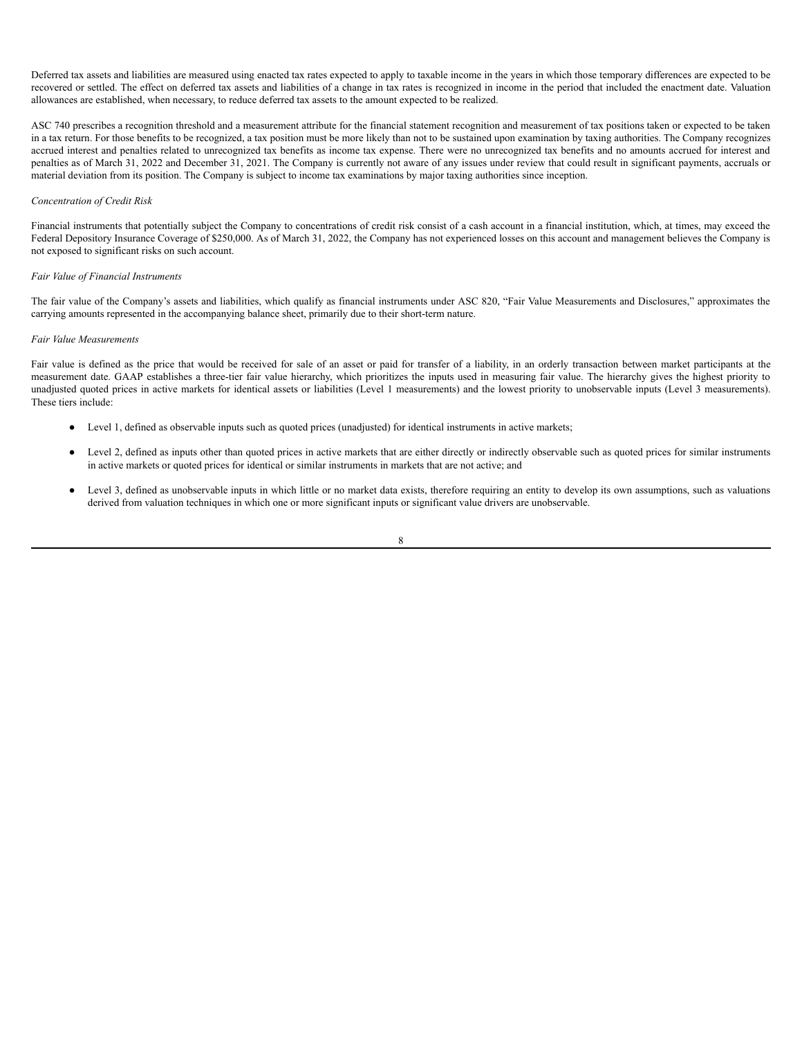Deferred tax assets and liabilities are measured using enacted tax rates expected to apply to taxable income in the years in which those temporary differences are expected to be recovered or settled. The effect on deferred tax assets and liabilities of a change in tax rates is recognized in income in the period that included the enactment date. Valuation allowances are established, when necessary, to reduce deferred tax assets to the amount expected to be realized.

ASC 740 prescribes a recognition threshold and a measurement attribute for the financial statement recognition and measurement of tax positions taken or expected to be taken in a tax return. For those benefits to be recognized, a tax position must be more likely than not to be sustained upon examination by taxing authorities. The Company recognizes accrued interest and penalties related to unrecognized tax benefits as income tax expense. There were no unrecognized tax benefits and no amounts accrued for interest and penalties as of March 31, 2022 and December 31, 2021. The Company is currently not aware of any issues under review that could result in significant payments, accruals or material deviation from its position. The Company is subject to income tax examinations by major taxing authorities since inception.

*Concentration of Credit Risk*

Financial instruments that potentially subject the Company to concentrations of credit risk consist of a cash account in a financial institution, which, at times, may exceed the Federal Depository Insurance Coverage of $250,000. As of March 31, 2022, the Company has not experienced losses on this account and management believes the Company is not exposed to significant risks on such account.

*Fair Value of Financial Instruments*

The fair value of the Company's assets and liabilities, which qualify as financial instruments under ASC 820, "Fair Value Measurements and Disclosures," approximates the carrying amounts represented in the accompanying balance sheet, primarily due to their short-term nature.

*Fair Value Measurements*

Fair value is defined as the price that would be received for sale of an asset or paid for transfer of a liability, in an orderly transaction between market participants at the measurement date. GAAP establishes a three-tier fair value hierarchy, which prioritizes the inputs used in measuring fair value. The hierarchy gives the highest priority to unadjusted quoted prices in active markets for identical assets or liabilities (Level 1 measurements) and the lowest priority to unobservable inputs (Level 3 measurements). These tiers include:

- Level 1, defined as observable inputs such as quoted prices (unadjusted) for identical instruments in active markets;
- Level 2, defined as inputs other than quoted prices in active markets that are either directly or indirectly observable such as quoted prices for similar instruments in active markets or quoted prices for identical or similar instruments in markets that are not active; and
- Level 3, defined as unobservable inputs in which little or no market data exists, therefore requiring an entity to develop its own assumptions, such as valuations derived from valuation techniques in which one or more significant inputs or significant value drivers are unobservable.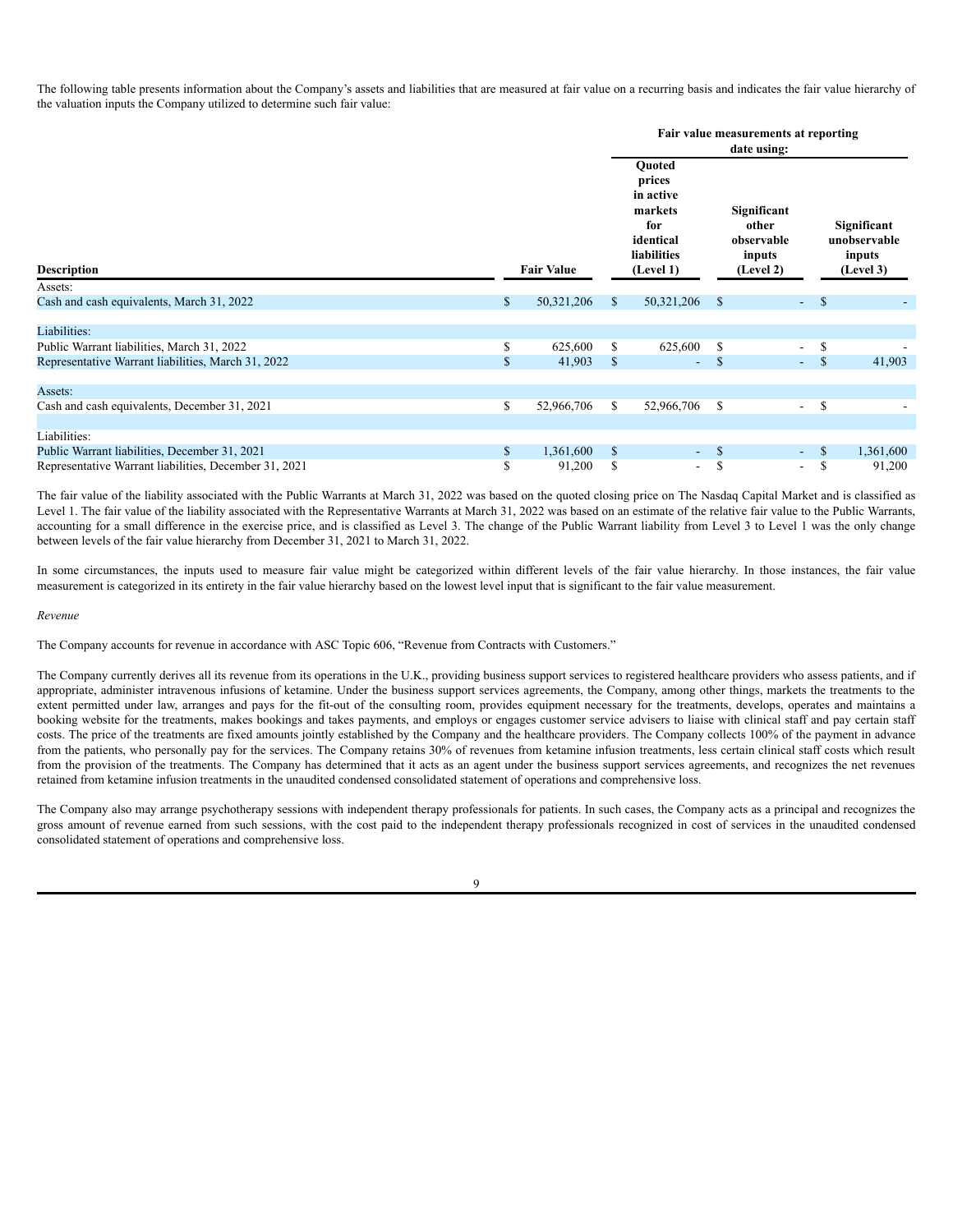The following table presents information about the Company's assets and liabilities that are measured at fair value on a recurring basis and indicates the fair value hierarchy of the valuation inputs the Company utilized to determine such fair value:

| | | Fair value measurements at reporting date using: | | |
|---|---|---|---|---|
| **Description** | **Fair Value** | **Quoted prices in active markets for identical liabilities (Level 1)** | **Significant other observable inputs (Level 2)** | **Significant unobservable inputs (Level 3)** |
| Assets: | | | | |
| Cash and cash equivalents, March 31, 2022 | $ 50,321,206 | $ 50,321,206 | $ - | $ - |
| | | | | |
| Liabilities: | | | | |
| Public Warrant liabilities, March 31, 2022 | $ 625,600 | $ 625,600 | $ - | $ - |
| Representative Warrant liabilities, March 31, 2022 | $ 41,903 | $ - | $ - | $ 41,903 |
| | | | | |
| Assets: | | | | |
| Cash and cash equivalents, December 31, 2021 | $ 52,966,706 | $ 52,966,706 | $ - | $ - |
| | | | | |
| Liabilities: | | | | |
| Public Warrant liabilities, December 31, 2021 | $ 1,361,600 | $ - | $ - | $ 1,361,600 |
| Representative Warrant liabilities, December 31, 2021 | $ 91,200 | $ - | $ - | $ 91,200 |

The fair value of the liability associated with the Public Warrants at March 31, 2022 was based on the quoted closing price on The Nasdaq Capital Market and is classified as Level 1. The fair value of the liability associated with the Representative Warrants at March 31, 2022 was based on an estimate of the relative fair value to the Public Warrants, accounting for a small difference in the exercise price, and is classified as Level 3. The change of the Public Warrant liability from Level 3 to Level 1 was the only change between levels of the fair value hierarchy from December 31, 2021 to March 31, 2022.

In some circumstances, the inputs used to measure fair value might be categorized within different levels of the fair value hierarchy. In those instances, the fair value measurement is categorized in its entirety in the fair value hierarchy based on the lowest level input that is significant to the fair value measurement.

*Revenue*

The Company accounts for revenue in accordance with ASC Topic 606, "Revenue from Contracts with Customers."

The Company currently derives all its revenue from its operations in the U.K., providing business support services to registered healthcare providers who assess patients, and if appropriate, administer intravenous infusions of ketamine. Under the business support services agreements, the Company, among other things, markets the treatments to the extent permitted under law, arranges and pays for the fit-out of the consulting room, provides equipment necessary for the treatments, develops, operates and maintains a booking website for the treatments, makes bookings and takes payments, and employs or engages customer service advisers to liaise with clinical staff and pay certain staff costs. The price of the treatments are fixed amounts jointly established by the Company and the healthcare providers. The Company collects 100% of the payment in advance from the patients, who personally pay for the services. The Company retains 30% of revenues from ketamine infusion treatments, less certain clinical staff costs which result from the provision of the treatments. The Company has determined that it acts as an agent under the business support services agreements, and recognizes the net revenues retained from ketamine infusion treatments in the unaudited condensed consolidated statement of operations and comprehensive loss.

The Company also may arrange psychotherapy sessions with independent therapy professionals for patients. In such cases, the Company acts as a principal and recognizes the gross amount of revenue earned from such sessions, with the cost paid to the independent therapy professionals recognized in cost of services in the unaudited condensed consolidated statement of operations and comprehensive loss.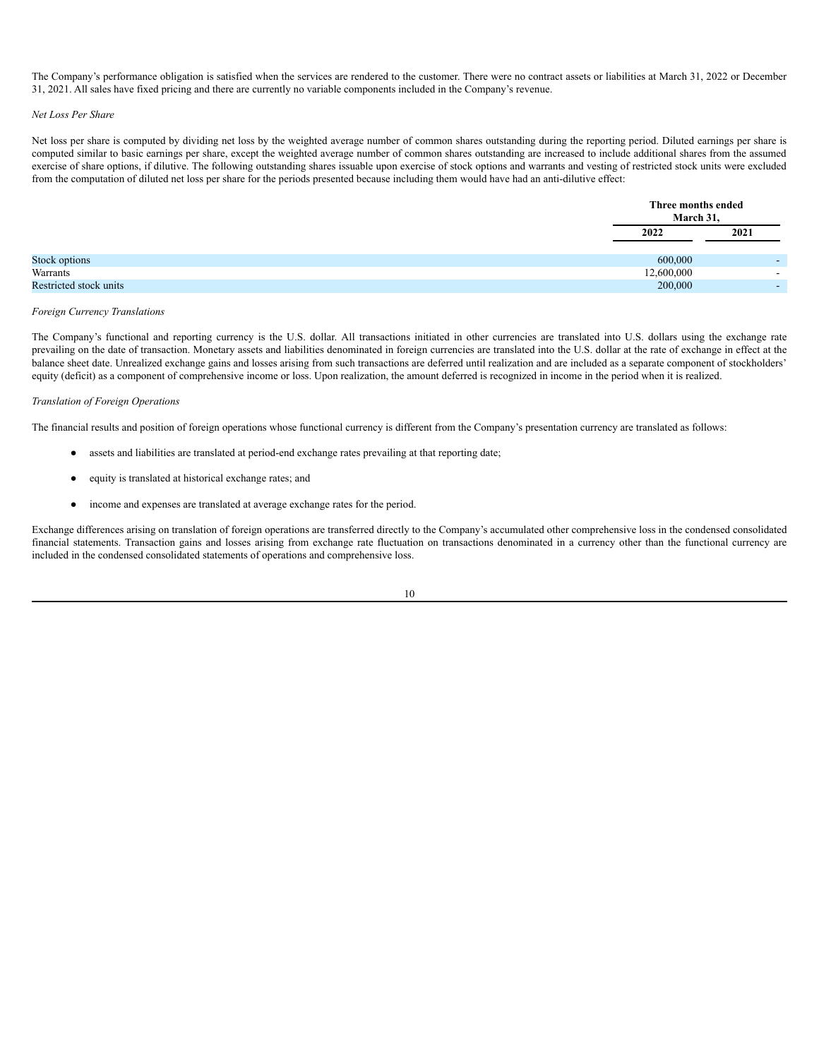The Company's performance obligation is satisfied when the services are rendered to the customer. There were no contract assets or liabilities at March 31, 2022 or December 31, 2021. All sales have fixed pricing and there are currently no variable components included in the Company's revenue.

*Net Loss Per Share*

Net loss per share is computed by dividing net loss by the weighted average number of common shares outstanding during the reporting period. Diluted earnings per share is computed similar to basic earnings per share, except the weighted average number of common shares outstanding are increased to include additional shares from the assumed exercise of share options, if dilutive. The following outstanding shares issuable upon exercise of stock options and warrants and vesting of restricted stock units were excluded from the computation of diluted net loss per share for the periods presented because including them would have had an anti-dilutive effect:

| | Three months ended March 31, | |
|---|---|---|
| | **2022** | **2021** |
| Stock options | 600,000 | - |
| Warrants | 12,600,000 | - |
| Restricted stock units | 200,000 | - |

*Foreign Currency Translations*

The Company's functional and reporting currency is the U.S. dollar. All transactions initiated in other currencies are translated into U.S. dollars using the exchange rate prevailing on the date of transaction. Monetary assets and liabilities denominated in foreign currencies are translated into the U.S. dollar at the rate of exchange in effect at the balance sheet date. Unrealized exchange gains and losses arising from such transactions are deferred until realization and are included as a separate component of stockholders' equity (deficit) as a component of comprehensive income or loss. Upon realization, the amount deferred is recognized in income in the period when it is realized.

*Translation of Foreign Operations*

The financial results and position of foreign operations whose functional currency is different from the Company's presentation currency are translated as follows:

- assets and liabilities are translated at period-end exchange rates prevailing at that reporting date;
- equity is translated at historical exchange rates; and
- income and expenses are translated at average exchange rates for the period.

Exchange differences arising on translation of foreign operations are transferred directly to the Company's accumulated other comprehensive loss in the condensed consolidated financial statements. Transaction gains and losses arising from exchange rate fluctuation on transactions denominated in a currency other than the functional currency are included in the condensed consolidated statements of operations and comprehensive loss.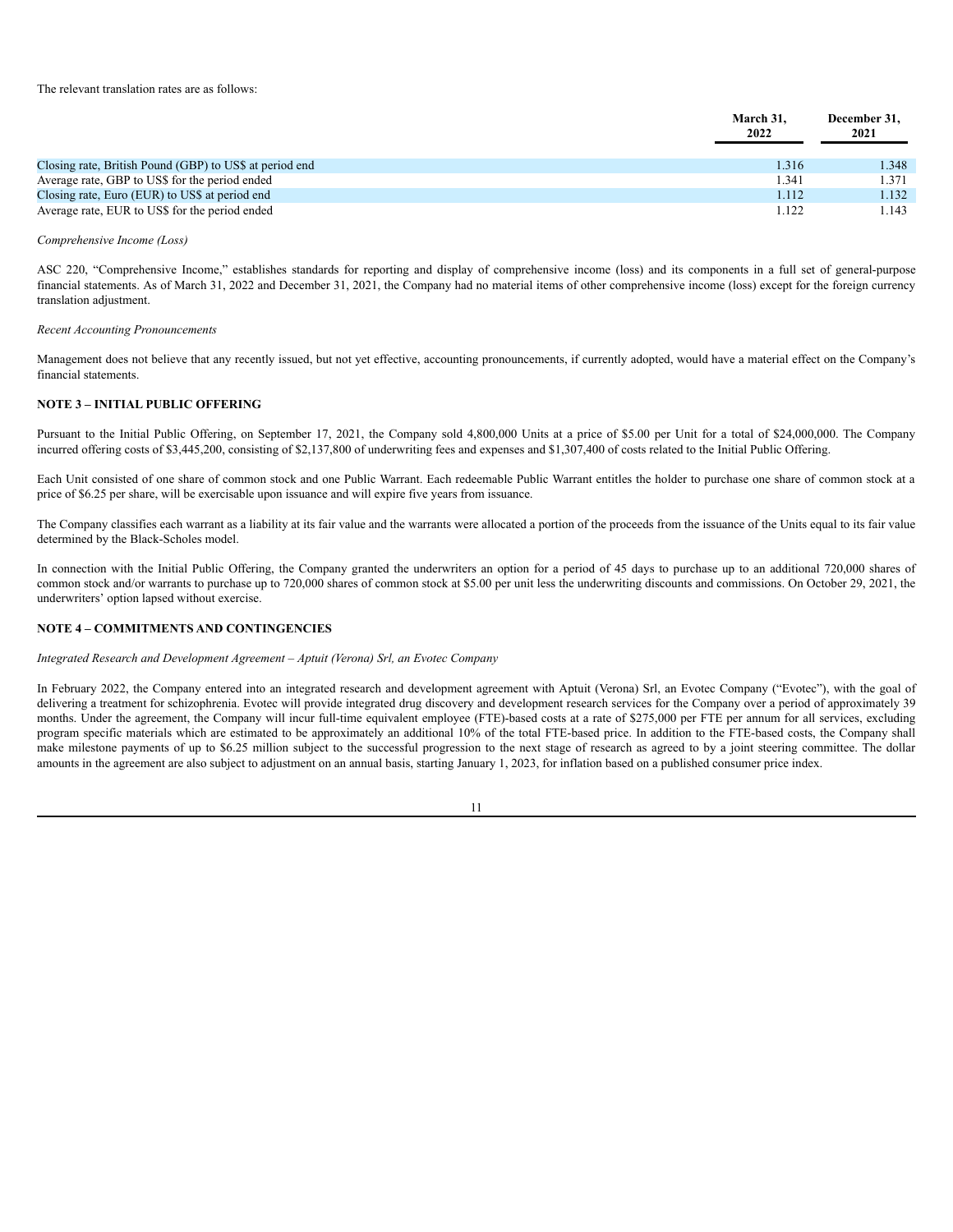The relevant translation rates are as follows:

| | March 31, 2022 | December 31, 2021 |
|---|---|---|
| Closing rate, British Pound (GBP) to US$ at period end | 1.316 | 1.348 |
| Average rate, GBP to US$ for the period ended | 1.341 | 1.371 |
| Closing rate, Euro (EUR) to US$ at period end | 1.112 | 1.132 |
| Average rate, EUR to US$ for the period ended | 1.122 | 1.143 |

*Comprehensive Income (Loss)*

ASC 220, "Comprehensive Income," establishes standards for reporting and display of comprehensive income (loss) and its components in a full set of general-purpose financial statements. As of March 31, 2022 and December 31, 2021, the Company had no material items of other comprehensive income (loss) except for the foreign currency translation adjustment.

*Recent Accounting Pronouncements*

Management does not believe that any recently issued, but not yet effective, accounting pronouncements, if currently adopted, would have a material effect on the Company's financial statements.

**NOTE 3 – INITIAL PUBLIC OFFERING**

Pursuant to the Initial Public Offering, on September 17, 2021, the Company sold 4,800,000 Units at a price of $5.00 per Unit for a total of $24,000,000. The Company incurred offering costs of $3,445,200, consisting of $2,137,800 of underwriting fees and expenses and $1,307,400 of costs related to the Initial Public Offering.

Each Unit consisted of one share of common stock and one Public Warrant. Each redeemable Public Warrant entitles the holder to purchase one share of common stock at a price of $6.25 per share, will be exercisable upon issuance and will expire five years from issuance.

The Company classifies each warrant as a liability at its fair value and the warrants were allocated a portion of the proceeds from the issuance of the Units equal to its fair value determined by the Black-Scholes model.

In connection with the Initial Public Offering, the Company granted the underwriters an option for a period of 45 days to purchase up to an additional 720,000 shares of common stock and/or warrants to purchase up to 720,000 shares of common stock at $5.00 per unit less the underwriting discounts and commissions. On October 29, 2021, the underwriters' option lapsed without exercise.

**NOTE 4 – COMMITMENTS AND CONTINGENCIES**

*Integrated Research and Development Agreement – Aptuit (Verona) Srl, an Evotec Company*

In February 2022, the Company entered into an integrated research and development agreement with Aptuit (Verona) Srl, an Evotec Company ("Evotec"), with the goal of delivering a treatment for schizophrenia. Evotec will provide integrated drug discovery and development research services for the Company over a period of approximately 39 months. Under the agreement, the Company will incur full-time equivalent employee (FTE)-based costs at a rate of $275,000 per FTE per annum for all services, excluding program specific materials which are estimated to be approximately an additional 10% of the total FTE-based price. In addition to the FTE-based costs, the Company shall make milestone payments of up to $6.25 million subject to the successful progression to the next stage of research as agreed to by a joint steering committee. The dollar amounts in the agreement are also subject to adjustment on an annual basis, starting January 1, 2023, for inflation based on a published consumer price index.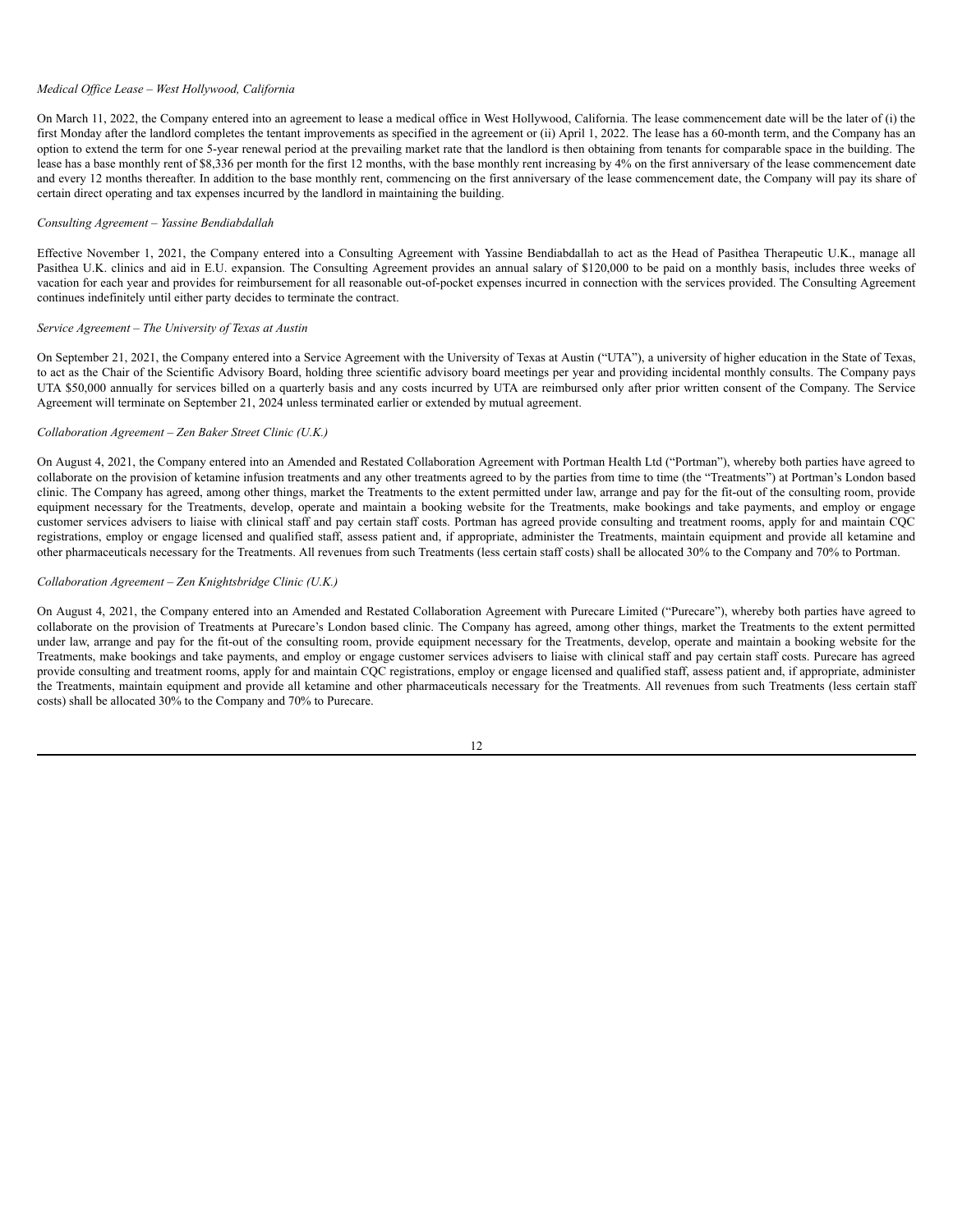*Medical Office Lease – West Hollywood, California*

On March 11, 2022, the Company entered into an agreement to lease a medical office in West Hollywood, California. The lease commencement date will be the later of (i) the first Monday after the landlord completes the tentant improvements as specified in the agreement or (ii) April 1, 2022. The lease has a 60-month term, and the Company has an option to extend the term for one 5-year renewal period at the prevailing market rate that the landlord is then obtaining from tenants for comparable space in the building. The lease has a base monthly rent of $8,336 per month for the first 12 months, with the base monthly rent increasing by 4% on the first anniversary of the lease commencement date and every 12 months thereafter. In addition to the base monthly rent, commencing on the first anniversary of the lease commencement date, the Company will pay its share of certain direct operating and tax expenses incurred by the landlord in maintaining the building.

*Consulting Agreement – Yassine Bendiabdallah*

Effective November 1, 2021, the Company entered into a Consulting Agreement with Yassine Bendiabdallah to act as the Head of Pasithea Therapeutic U.K., manage all Pasithea U.K. clinics and aid in E.U. expansion. The Consulting Agreement provides an annual salary of $120,000 to be paid on a monthly basis, includes three weeks of vacation for each year and provides for reimbursement for all reasonable out-of-pocket expenses incurred in connection with the services provided. The Consulting Agreement continues indefinitely until either party decides to terminate the contract.

*Service Agreement – The University of Texas at Austin*

On September 21, 2021, the Company entered into a Service Agreement with the University of Texas at Austin ("UTA"), a university of higher education in the State of Texas, to act as the Chair of the Scientific Advisory Board, holding three scientific advisory board meetings per year and providing incidental monthly consults. The Company pays UTA $50,000 annually for services billed on a quarterly basis and any costs incurred by UTA are reimbursed only after prior written consent of the Company. The Service Agreement will terminate on September 21, 2024 unless terminated earlier or extended by mutual agreement.

*Collaboration Agreement – Zen Baker Street Clinic (U.K.)*

On August 4, 2021, the Company entered into an Amended and Restated Collaboration Agreement with Portman Health Ltd ("Portman"), whereby both parties have agreed to collaborate on the provision of ketamine infusion treatments and any other treatments agreed to by the parties from time to time (the "Treatments") at Portman's London based clinic. The Company has agreed, among other things, market the Treatments to the extent permitted under law, arrange and pay for the fit-out of the consulting room, provide equipment necessary for the Treatments, develop, operate and maintain a booking website for the Treatments, make bookings and take payments, and employ or engage customer services advisers to liaise with clinical staff and pay certain staff costs. Portman has agreed provide consulting and treatment rooms, apply for and maintain CQC registrations, employ or engage licensed and qualified staff, assess patient and, if appropriate, administer the Treatments, maintain equipment and provide all ketamine and other pharmaceuticals necessary for the Treatments. All revenues from such Treatments (less certain staff costs) shall be allocated 30% to the Company and 70% to Portman.

*Collaboration Agreement – Zen Knightsbridge Clinic (U.K.)*

On August 4, 2021, the Company entered into an Amended and Restated Collaboration Agreement with Purecare Limited ("Purecare"), whereby both parties have agreed to collaborate on the provision of Treatments at Purecare's London based clinic. The Company has agreed, among other things, market the Treatments to the extent permitted under law, arrange and pay for the fit-out of the consulting room, provide equipment necessary for the Treatments, develop, operate and maintain a booking website for the Treatments, make bookings and take payments, and employ or engage customer services advisers to liaise with clinical staff and pay certain staff costs. Purecare has agreed provide consulting and treatment rooms, apply for and maintain CQC registrations, employ or engage licensed and qualified staff, assess patient and, if appropriate, administer the Treatments, maintain equipment and provide all ketamine and other pharmaceuticals necessary for the Treatments. All revenues from such Treatments (less certain staff costs) shall be allocated 30% to the Company and 70% to Purecare.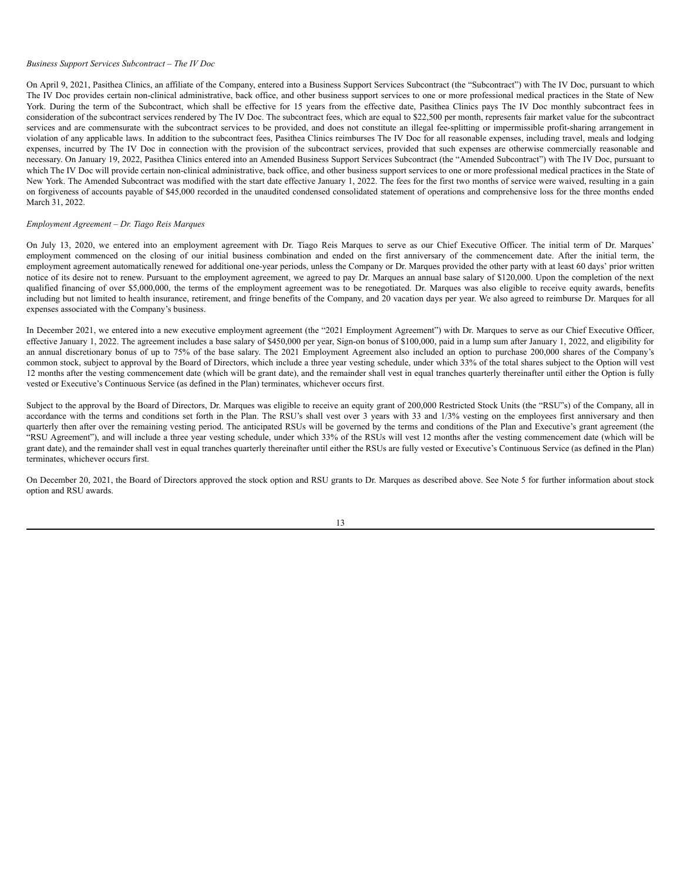*Business Support Services Subcontract – The IV Doc*

On April 9, 2021, Pasithea Clinics, an affiliate of the Company, entered into a Business Support Services Subcontract (the "Subcontract") with The IV Doc, pursuant to which The IV Doc provides certain non-clinical administrative, back office, and other business support services to one or more professional medical practices in the State of New York. During the term of the Subcontract, which shall be effective for 15 years from the effective date, Pasithea Clinics pays The IV Doc monthly subcontract fees in consideration of the subcontract services rendered by The IV Doc. The subcontract fees, which are equal to $22,500 per month, represents fair market value for the subcontract services and are commensurate with the subcontract services to be provided, and does not constitute an illegal fee-splitting or impermissible profit-sharing arrangement in violation of any applicable laws. In addition to the subcontract fees, Pasithea Clinics reimburses The IV Doc for all reasonable expenses, including travel, meals and lodging expenses, incurred by The IV Doc in connection with the provision of the subcontract services, provided that such expenses are otherwise commercially reasonable and necessary. On January 19, 2022, Pasithea Clinics entered into an Amended Business Support Services Subcontract (the "Amended Subcontract") with The IV Doc, pursuant to which The IV Doc will provide certain non-clinical administrative, back office, and other business support services to one or more professional medical practices in the State of New York. The Amended Subcontract was modified with the start date effective January 1, 2022. The fees for the first two months of service were waived, resulting in a gain on forgiveness of accounts payable of $45,000 recorded in the unaudited condensed consolidated statement of operations and comprehensive loss for the three months ended March 31, 2022.

*Employment Agreement – Dr. Tiago Reis Marques*

On July 13, 2020, we entered into an employment agreement with Dr. Tiago Reis Marques to serve as our Chief Executive Officer. The initial term of Dr. Marques' employment commenced on the closing of our initial business combination and ended on the first anniversary of the commencement date. After the initial term, the employment agreement automatically renewed for additional one-year periods, unless the Company or Dr. Marques provided the other party with at least 60 days' prior written notice of its desire not to renew. Pursuant to the employment agreement, we agreed to pay Dr. Marques an annual base salary of $120,000. Upon the completion of the next qualified financing of over $5,000,000, the terms of the employment agreement was to be renegotiated. Dr. Marques was also eligible to receive equity awards, benefits including but not limited to health insurance, retirement, and fringe benefits of the Company, and 20 vacation days per year. We also agreed to reimburse Dr. Marques for all expenses associated with the Company's business.

In December 2021, we entered into a new executive employment agreement (the "2021 Employment Agreement") with Dr. Marques to serve as our Chief Executive Officer, effective January 1, 2022. The agreement includes a base salary of $450,000 per year, Sign-on bonus of $100,000, paid in a lump sum after January 1, 2022, and eligibility for an annual discretionary bonus of up to 75% of the base salary. The 2021 Employment Agreement also included an option to purchase 200,000 shares of the Company's common stock, subject to approval by the Board of Directors, which include a three year vesting schedule, under which 33% of the total shares subject to the Option will vest 12 months after the vesting commencement date (which will be grant date), and the remainder shall vest in equal tranches quarterly thereinafter until either the Option is fully vested or Executive's Continuous Service (as defined in the Plan) terminates, whichever occurs first.

Subject to the approval by the Board of Directors, Dr. Marques was eligible to receive an equity grant of 200,000 Restricted Stock Units (the "RSU"s) of the Company, all in accordance with the terms and conditions set forth in the Plan. The RSU's shall vest over 3 years with 33 and 1/3% vesting on the employees first anniversary and then quarterly then after over the remaining vesting period. The anticipated RSUs will be governed by the terms and conditions of the Plan and Executive's grant agreement (the "RSU Agreement"), and will include a three year vesting schedule, under which 33% of the RSUs will vest 12 months after the vesting commencement date (which will be grant date), and the remainder shall vest in equal tranches quarterly thereinafter until either the RSUs are fully vested or Executive's Continuous Service (as defined in the Plan) terminates, whichever occurs first.

On December 20, 2021, the Board of Directors approved the stock option and RSU grants to Dr. Marques as described above. See Note 5 for further information about stock option and RSU awards.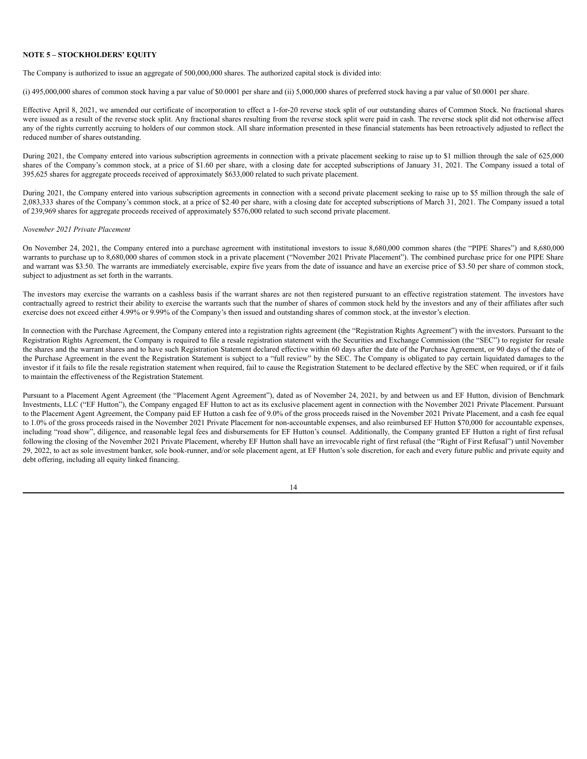## NOTE 5 – STOCKHOLDERS' EQUITY

The Company is authorized to issue an aggregate of 500,000,000 shares. The authorized capital stock is divided into:

(i) 495,000,000 shares of common stock having a par value of $0.0001 per share and (ii) 5,000,000 shares of preferred stock having a par value of $0.0001 per share.

Effective April 8, 2021, we amended our certificate of incorporation to effect a 1-for-20 reverse stock split of our outstanding shares of Common Stock. No fractional shares were issued as a result of the reverse stock split. Any fractional shares resulting from the reverse stock split were paid in cash. The reverse stock split did not otherwise affect any of the rights currently accruing to holders of our common stock. All share information presented in these financial statements has been retroactively adjusted to reflect the reduced number of shares outstanding.

During 2021, the Company entered into various subscription agreements in connection with a private placement seeking to raise up to $1 million through the sale of 625,000 shares of the Company's common stock, at a price of $1.60 per share, with a closing date for accepted subscriptions of January 31, 2021. The Company issued a total of 395,625 shares for aggregate proceeds received of approximately $633,000 related to such private placement.

During 2021, the Company entered into various subscription agreements in connection with a second private placement seeking to raise up to $5 million through the sale of 2,083,333 shares of the Company's common stock, at a price of $2.40 per share, with a closing date for accepted subscriptions of March 31, 2021. The Company issued a total of 239,969 shares for aggregate proceeds received of approximately $576,000 related to such second private placement.

*November 2021 Private Placement*

On November 24, 2021, the Company entered into a purchase agreement with institutional investors to issue 8,680,000 common shares (the "PIPE Shares") and 8,680,000 warrants to purchase up to 8,680,000 shares of common stock in a private placement ("November 2021 Private Placement"). The combined purchase price for one PIPE Share and warrant was $3.50. The warrants are immediately exercisable, expire five years from the date of issuance and have an exercise price of $3.50 per share of common stock, subject to adjustment as set forth in the warrants.

The investors may exercise the warrants on a cashless basis if the warrant shares are not then registered pursuant to an effective registration statement. The investors have contractually agreed to restrict their ability to exercise the warrants such that the number of shares of common stock held by the investors and any of their affiliates after such exercise does not exceed either 4.99% or 9.99% of the Company's then issued and outstanding shares of common stock, at the investor's election.

In connection with the Purchase Agreement, the Company entered into a registration rights agreement (the "Registration Rights Agreement") with the investors. Pursuant to the Registration Rights Agreement, the Company is required to file a resale registration statement with the Securities and Exchange Commission (the "SEC") to register for resale the shares and the warrant shares and to have such Registration Statement declared effective within 60 days after the date of the Purchase Agreement, or 90 days of the date of the Purchase Agreement in the event the Registration Statement is subject to a "full review" by the SEC. The Company is obligated to pay certain liquidated damages to the investor if it fails to file the resale registration statement when required, fail to cause the Registration Statement to be declared effective by the SEC when required, or if it fails to maintain the effectiveness of the Registration Statement.

Pursuant to a Placement Agent Agreement (the "Placement Agent Agreement"), dated as of November 24, 2021, by and between us and EF Hutton, division of Benchmark Investments, LLC ("EF Hutton"), the Company engaged EF Hutton to act as its exclusive placement agent in connection with the November 2021 Private Placement. Pursuant to the Placement Agent Agreement, the Company paid EF Hutton a cash fee of 9.0% of the gross proceeds raised in the November 2021 Private Placement, and a cash fee equal to 1.0% of the gross proceeds raised in the November 2021 Private Placement for non-accountable expenses, and also reimbursed EF Hutton $70,000 for accountable expenses, including "road show", diligence, and reasonable legal fees and disbursements for EF Hutton's counsel. Additionally, the Company granted EF Hutton a right of first refusal following the closing of the November 2021 Private Placement, whereby EF Hutton shall have an irrevocable right of first refusal (the "Right of First Refusal") until November 29, 2022, to act as sole investment banker, sole book-runner, and/or sole placement agent, at EF Hutton's sole discretion, for each and every future public and private equity and debt offering, including all equity linked financing.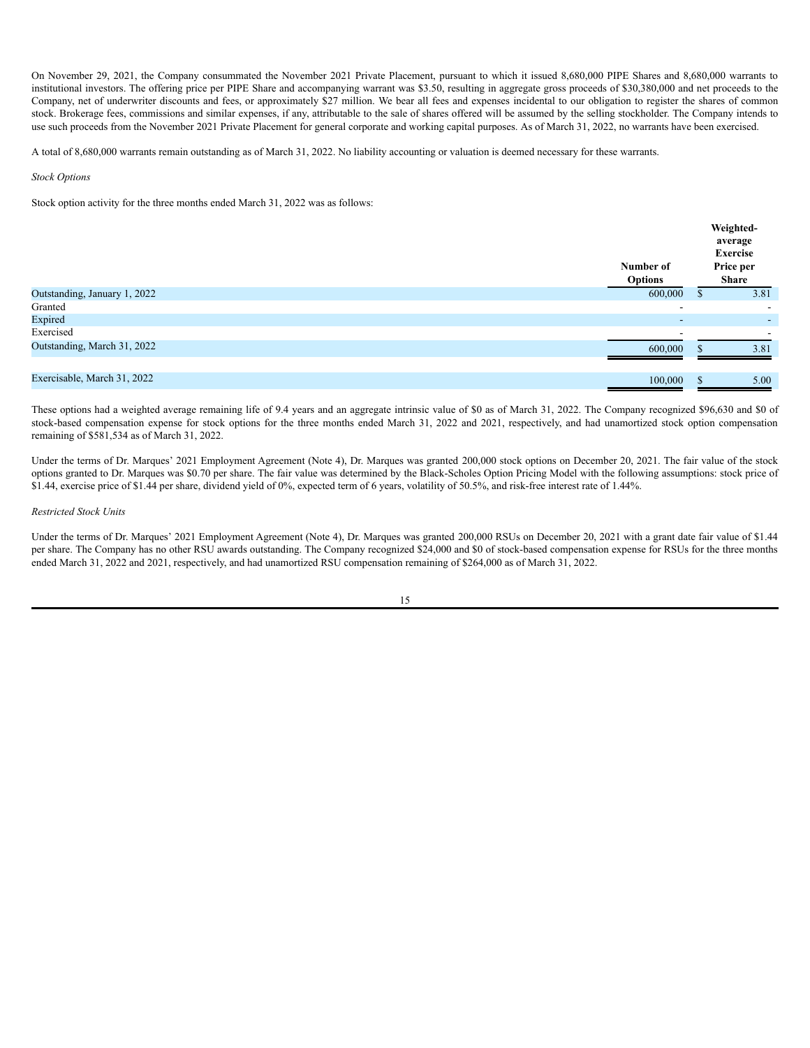On November 29, 2021, the Company consummated the November 2021 Private Placement, pursuant to which it issued 8,680,000 PIPE Shares and 8,680,000 warrants to institutional investors. The offering price per PIPE Share and accompanying warrant was $3.50, resulting in aggregate gross proceeds of $30,380,000 and net proceeds to the Company, net of underwriter discounts and fees, or approximately $27 million. We bear all fees and expenses incidental to our obligation to register the shares of common stock. Brokerage fees, commissions and similar expenses, if any, attributable to the sale of shares offered will be assumed by the selling stockholder. The Company intends to use such proceeds from the November 2021 Private Placement for general corporate and working capital purposes. As of March 31, 2022, no warrants have been exercised.

A total of 8,680,000 warrants remain outstanding as of March 31, 2022. No liability accounting or valuation is deemed necessary for these warrants.

*Stock Options*

Stock option activity for the three months ended March 31, 2022 was as follows:

| | Number of Options | Weighted-average Exercise Price per Share |
|---|---|---|
| Outstanding, January 1, 2022 | 600,000 | $ 3.81 |
| Granted | - | - |
| Expired | - | - |
| Exercised | - | - |
| Outstanding, March 31, 2022 | 600,000 | $ 3.81 |
| | | |
| Exercisable, March 31, 2022 | 100,000 | $ 5.00 |

These options had a weighted average remaining life of 9.4 years and an aggregate intrinsic value of $0 as of March 31, 2022. The Company recognized $96,630 and $0 of stock-based compensation expense for stock options for the three months ended March 31, 2022 and 2021, respectively, and had unamortized stock option compensation remaining of $581,534 as of March 31, 2022.

Under the terms of Dr. Marques' 2021 Employment Agreement (Note 4), Dr. Marques was granted 200,000 stock options on December 20, 2021. The fair value of the stock options granted to Dr. Marques was $0.70 per share. The fair value was determined by the Black-Scholes Option Pricing Model with the following assumptions: stock price of $1.44, exercise price of $1.44 per share, dividend yield of 0%, expected term of 6 years, volatility of 50.5%, and risk-free interest rate of 1.44%.

*Restricted Stock Units*

Under the terms of Dr. Marques' 2021 Employment Agreement (Note 4), Dr. Marques was granted 200,000 RSUs on December 20, 2021 with a grant date fair value of $1.44 per share. The Company has no other RSU awards outstanding. The Company recognized $24,000 and $0 of stock-based compensation expense for RSUs for the three months ended March 31, 2022 and 2021, respectively, and had unamortized RSU compensation remaining of $264,000 as of March 31, 2022.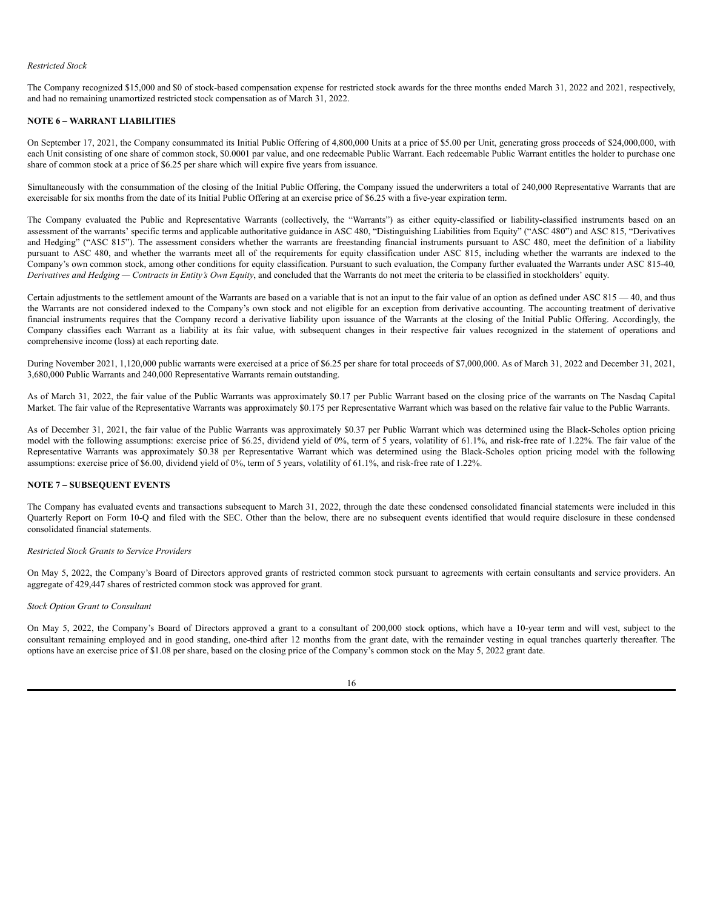*Restricted Stock*

The Company recognized $15,000 and $0 of stock-based compensation expense for restricted stock awards for the three months ended March 31, 2022 and 2021, respectively, and had no remaining unamortized restricted stock compensation as of March 31, 2022.

**NOTE 6 – WARRANT LIABILITIES**

On September 17, 2021, the Company consummated its Initial Public Offering of 4,800,000 Units at a price of $5.00 per Unit, generating gross proceeds of $24,000,000, with each Unit consisting of one share of common stock, $0.0001 par value, and one redeemable Public Warrant. Each redeemable Public Warrant entitles the holder to purchase one share of common stock at a price of $6.25 per share which will expire five years from issuance.

Simultaneously with the consummation of the closing of the Initial Public Offering, the Company issued the underwriters a total of 240,000 Representative Warrants that are exercisable for six months from the date of its Initial Public Offering at an exercise price of $6.25 with a five-year expiration term.

The Company evaluated the Public and Representative Warrants (collectively, the "Warrants") as either equity-classified or liability-classified instruments based on an assessment of the warrants' specific terms and applicable authoritative guidance in ASC 480, "Distinguishing Liabilities from Equity" ("ASC 480") and ASC 815, "Derivatives and Hedging" ("ASC 815"). The assessment considers whether the warrants are freestanding financial instruments pursuant to ASC 480, meet the definition of a liability pursuant to ASC 480, and whether the warrants meet all of the requirements for equity classification under ASC 815, including whether the warrants are indexed to the Company's own common stock, among other conditions for equity classification. Pursuant to such evaluation, the Company further evaluated the Warrants under ASC 815-40*, Derivatives and Hedging — Contracts in Entity's Own Equity*, and concluded that the Warrants do not meet the criteria to be classified in stockholders' equity.

Certain adjustments to the settlement amount of the Warrants are based on a variable that is not an input to the fair value of an option as defined under ASC 815 — 40, and thus the Warrants are not considered indexed to the Company's own stock and not eligible for an exception from derivative accounting. The accounting treatment of derivative financial instruments requires that the Company record a derivative liability upon issuance of the Warrants at the closing of the Initial Public Offering. Accordingly, the Company classifies each Warrant as a liability at its fair value, with subsequent changes in their respective fair values recognized in the statement of operations and comprehensive income (loss) at each reporting date.

During November 2021, 1,120,000 public warrants were exercised at a price of $6.25 per share for total proceeds of $7,000,000. As of March 31, 2022 and December 31, 2021, 3,680,000 Public Warrants and 240,000 Representative Warrants remain outstanding.

As of March 31, 2022, the fair value of the Public Warrants was approximately $0.17 per Public Warrant based on the closing price of the warrants on The Nasdaq Capital Market. The fair value of the Representative Warrants was approximately $0.175 per Representative Warrant which was based on the relative fair value to the Public Warrants.

As of December 31, 2021, the fair value of the Public Warrants was approximately $0.37 per Public Warrant which was determined using the Black-Scholes option pricing model with the following assumptions: exercise price of $6.25, dividend yield of 0%, term of 5 years, volatility of 61.1%, and risk-free rate of 1.22%. The fair value of the Representative Warrants was approximately $0.38 per Representative Warrant which was determined using the Black-Scholes option pricing model with the following assumptions: exercise price of $6.00, dividend yield of 0%, term of 5 years, volatility of 61.1%, and risk-free rate of 1.22%.

**NOTE 7 – SUBSEQUENT EVENTS**

The Company has evaluated events and transactions subsequent to March 31, 2022, through the date these condensed consolidated financial statements were included in this Quarterly Report on Form 10-Q and filed with the SEC. Other than the below, there are no subsequent events identified that would require disclosure in these condensed consolidated financial statements.

*Restricted Stock Grants to Service Providers*

On May 5, 2022, the Company's Board of Directors approved grants of restricted common stock pursuant to agreements with certain consultants and service providers. An aggregate of 429,447 shares of restricted common stock was approved for grant.

*Stock Option Grant to Consultant*

On May 5, 2022, the Company's Board of Directors approved a grant to a consultant of 200,000 stock options, which have a 10-year term and will vest, subject to the consultant remaining employed and in good standing, one-third after 12 months from the grant date, with the remainder vesting in equal tranches quarterly thereafter. The options have an exercise price of $1.08 per share, based on the closing price of the Company's common stock on the May 5, 2022 grant date.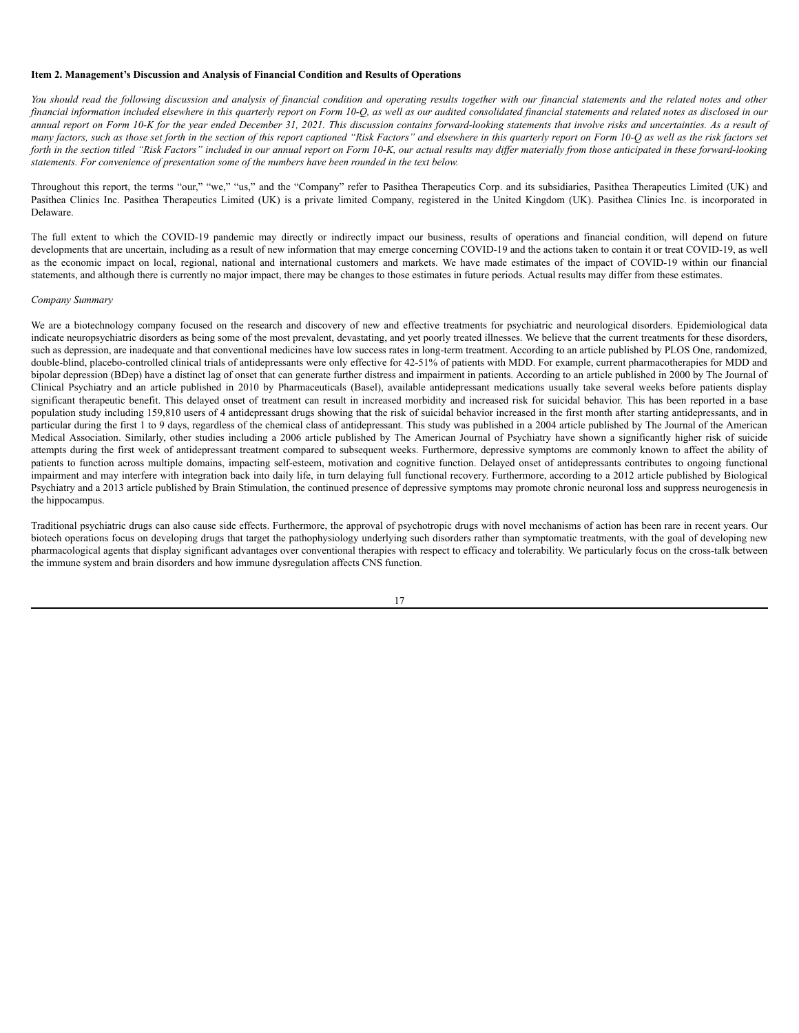**Item 2. Management's Discussion and Analysis of Financial Condition and Results of Operations**

*You should read the following discussion and analysis of financial condition and operating results together with our financial statements and the related notes and other financial information included elsewhere in this quarterly report on Form 10-Q, as well as our audited consolidated financial statements and related notes as disclosed in our annual report on Form 10-K for the year ended December 31, 2021. This discussion contains forward-looking statements that involve risks and uncertainties. As a result of many factors, such as those set forth in the section of this report captioned "Risk Factors" and elsewhere in this quarterly report on Form 10-Q as well as the risk factors set forth in the section titled "Risk Factors" included in our annual report on Form 10-K, our actual results may differ materially from those anticipated in these forward-looking statements. For convenience of presentation some of the numbers have been rounded in the text below.*

Throughout this report, the terms "our," "we," "us," and the "Company" refer to Pasithea Therapeutics Corp. and its subsidiaries, Pasithea Therapeutics Limited (UK) and Pasithea Clinics Inc. Pasithea Therapeutics Limited (UK) is a private limited Company, registered in the United Kingdom (UK). Pasithea Clinics Inc. is incorporated in Delaware.

The full extent to which the COVID-19 pandemic may directly or indirectly impact our business, results of operations and financial condition, will depend on future developments that are uncertain, including as a result of new information that may emerge concerning COVID-19 and the actions taken to contain it or treat COVID-19, as well as the economic impact on local, regional, national and international customers and markets. We have made estimates of the impact of COVID-19 within our financial statements, and although there is currently no major impact, there may be changes to those estimates in future periods. Actual results may differ from these estimates.

*Company Summary*

We are a biotechnology company focused on the research and discovery of new and effective treatments for psychiatric and neurological disorders. Epidemiological data indicate neuropsychiatric disorders as being some of the most prevalent, devastating, and yet poorly treated illnesses. We believe that the current treatments for these disorders, such as depression, are inadequate and that conventional medicines have low success rates in long-term treatment. According to an article published by PLOS One, randomized, double-blind, placebo-controlled clinical trials of antidepressants were only effective for 42-51% of patients with MDD. For example, current pharmacotherapies for MDD and bipolar depression (BDep) have a distinct lag of onset that can generate further distress and impairment in patients. According to an article published in 2000 by The Journal of Clinical Psychiatry and an article published in 2010 by Pharmaceuticals (Basel), available antidepressant medications usually take several weeks before patients display significant therapeutic benefit. This delayed onset of treatment can result in increased morbidity and increased risk for suicidal behavior. This has been reported in a base population study including 159,810 users of 4 antidepressant drugs showing that the risk of suicidal behavior increased in the first month after starting antidepressants, and in particular during the first 1 to 9 days, regardless of the chemical class of antidepressant. This study was published in a 2004 article published by The Journal of the American Medical Association. Similarly, other studies including a 2006 article published by The American Journal of Psychiatry have shown a significantly higher risk of suicide attempts during the first week of antidepressant treatment compared to subsequent weeks. Furthermore, depressive symptoms are commonly known to affect the ability of patients to function across multiple domains, impacting self-esteem, motivation and cognitive function. Delayed onset of antidepressants contributes to ongoing functional impairment and may interfere with integration back into daily life, in turn delaying full functional recovery. Furthermore, according to a 2012 article published by Biological Psychiatry and a 2013 article published by Brain Stimulation, the continued presence of depressive symptoms may promote chronic neuronal loss and suppress neurogenesis in the hippocampus.

Traditional psychiatric drugs can also cause side effects. Furthermore, the approval of psychotropic drugs with novel mechanisms of action has been rare in recent years. Our biotech operations focus on developing drugs that target the pathophysiology underlying such disorders rather than symptomatic treatments, with the goal of developing new pharmacological agents that display significant advantages over conventional therapies with respect to efficacy and tolerability. We particularly focus on the cross-talk between the immune system and brain disorders and how immune dysregulation affects CNS function.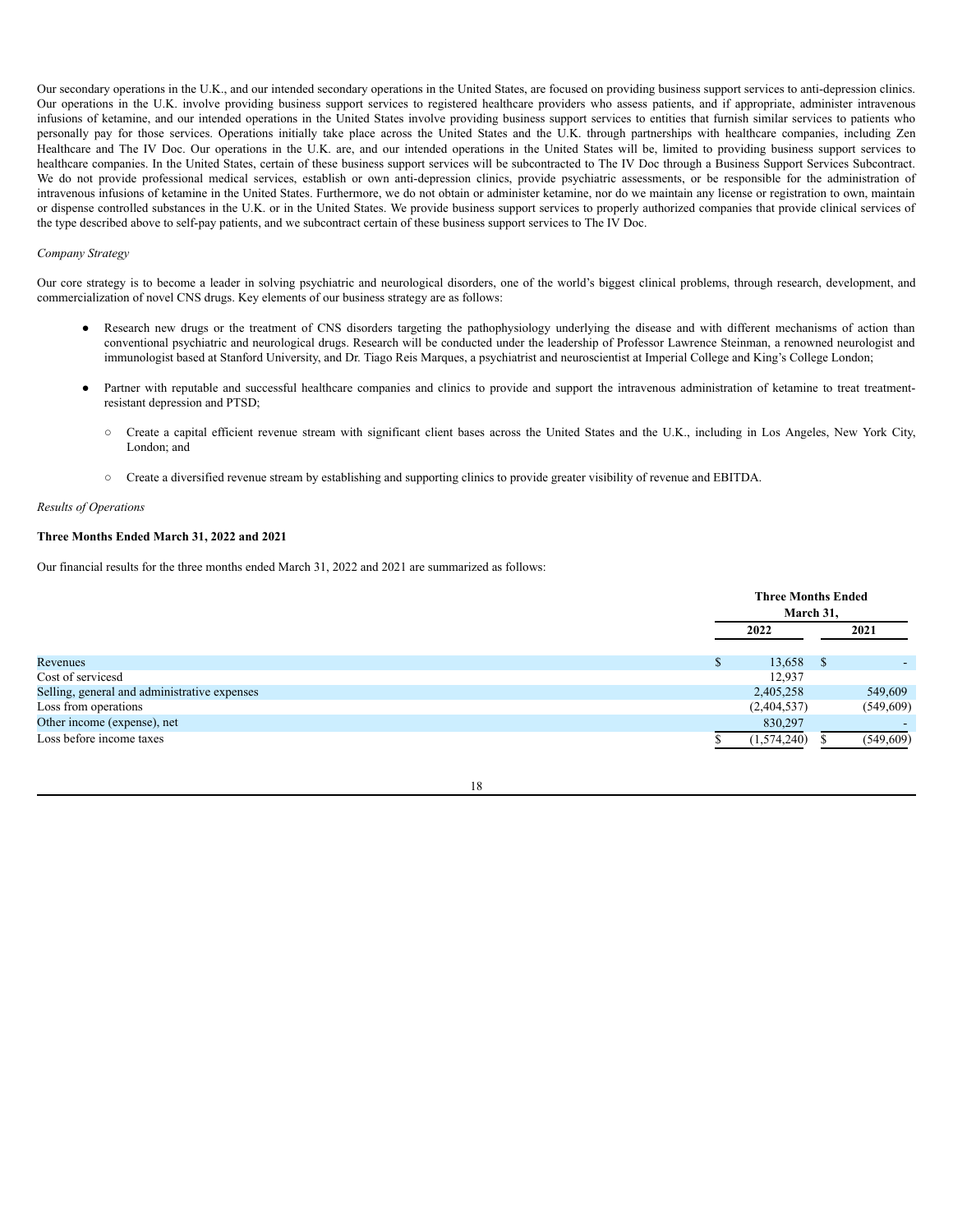Our secondary operations in the U.K., and our intended secondary operations in the United States, are focused on providing business support services to anti-depression clinics. Our operations in the U.K. involve providing business support services to registered healthcare providers who assess patients, and if appropriate, administer intravenous infusions of ketamine, and our intended operations in the United States involve providing business support services to entities that furnish similar services to patients who personally pay for those services. Operations initially take place across the United States and the U.K. through partnerships with healthcare companies, including Zen Healthcare and The IV Doc. Our operations in the U.K. are, and our intended operations in the United States will be, limited to providing business support services to healthcare companies. In the United States, certain of these business support services will be subcontracted to The IV Doc through a Business Support Services Subcontract. We do not provide professional medical services, establish or own anti-depression clinics, provide psychiatric assessments, or be responsible for the administration of intravenous infusions of ketamine in the United States. Furthermore, we do not obtain or administer ketamine, nor do we maintain any license or registration to own, maintain or dispense controlled substances in the U.K. or in the United States. We provide business support services to properly authorized companies that provide clinical services of the type described above to self-pay patients, and we subcontract certain of these business support services to The IV Doc.

*Company Strategy*

Our core strategy is to become a leader in solving psychiatric and neurological disorders, one of the world's biggest clinical problems, through research, development, and commercialization of novel CNS drugs. Key elements of our business strategy are as follows:

- Research new drugs or the treatment of CNS disorders targeting the pathophysiology underlying the disease and with different mechanisms of action than conventional psychiatric and neurological drugs. Research will be conducted under the leadership of Professor Lawrence Steinman, a renowned neurologist and immunologist based at Stanford University, and Dr. Tiago Reis Marques, a psychiatrist and neuroscientist at Imperial College and King's College London;
- Partner with reputable and successful healthcare companies and clinics to provide and support the intravenous administration of ketamine to treat treatment-resistant depression and PTSD;
  - Create a capital efficient revenue stream with significant client bases across the United States and the U.K., including in Los Angeles, New York City, London; and
  - Create a diversified revenue stream by establishing and supporting clinics to provide greater visibility of revenue and EBITDA.

*Results of Operations*

**Three Months Ended March 31, 2022 and 2021**

Our financial results for the three months ended March 31, 2022 and 2021 are summarized as follows:

| | Three Months Ended March 31, | |
|---|---|---|
| | 2022 | 2021 |
| Revenues | $ 13,658 | $ - |
| Cost of servicesd | 12,937 | |
| Selling, general and administrative expenses | 2,405,258 | 549,609 |
| Loss from operations | (2,404,537) | (549,609) |
| Other income (expense), net | 830,297 | - |
| Loss before income taxes | $ (1,574,240) | $ (549,609) |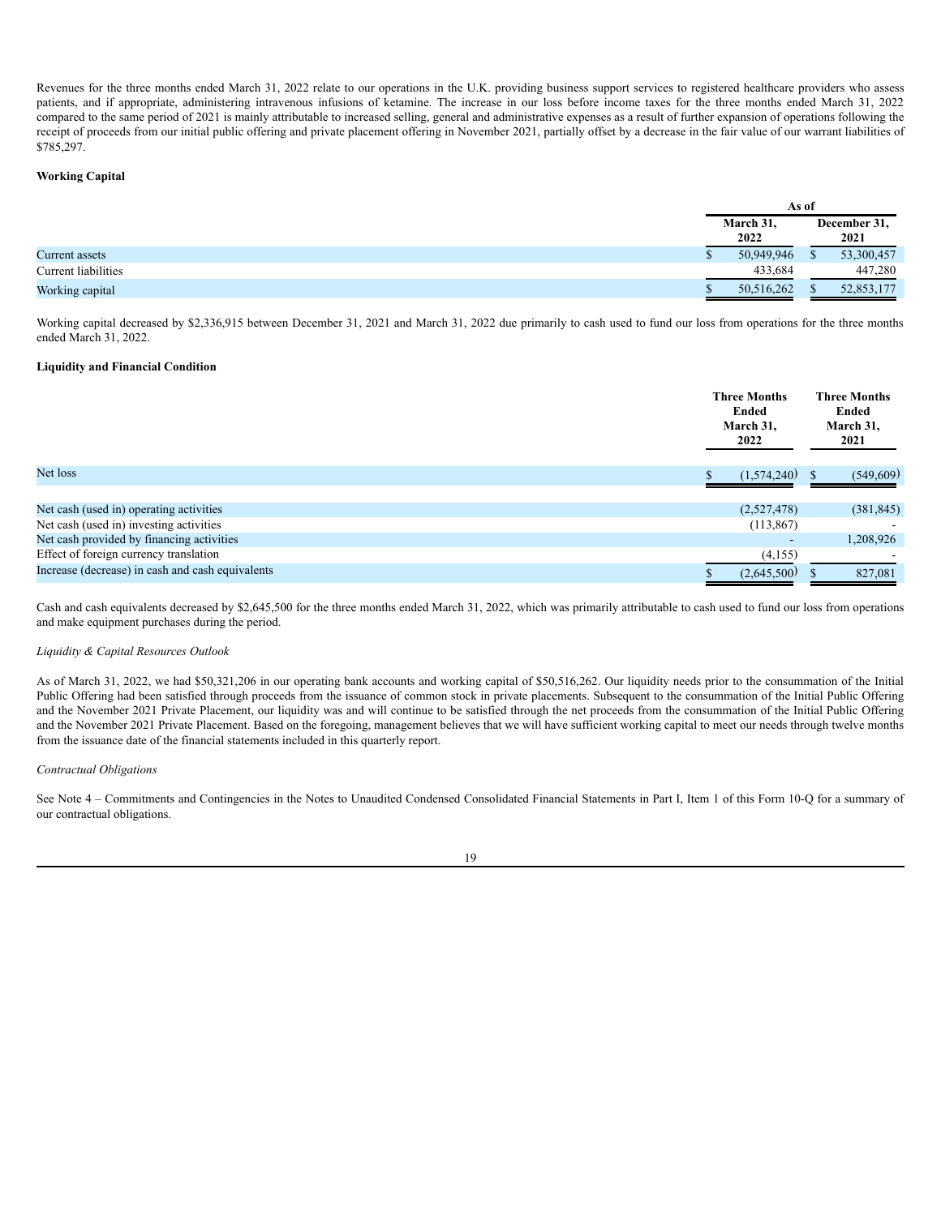Revenues for the three months ended March 31, 2022 relate to our operations in the U.K. providing business support services to registered healthcare providers who assess patients, and if appropriate, administering intravenous infusions of ketamine. The increase in our loss before income taxes for the three months ended March 31, 2022 compared to the same period of 2021 is mainly attributable to increased selling, general and administrative expenses as a result of further expansion of operations following the receipt of proceeds from our initial public offering and private placement offering in November 2021, partially offset by a decrease in the fair value of our warrant liabilities of $785,297.

**Working Capital**

| | As of | |
|---|---|---|
| | March 31, 2022 | December 31, 2021 |
| Current assets | $ 50,949,946 | $ 53,300,457 |
| Current liabilities | 433,684 | 447,280 |
| Working capital | $ 50,516,262 | $ 52,853,177 |

Working capital decreased by $2,336,915 between December 31, 2021 and March 31, 2022 due primarily to cash used to fund our loss from operations for the three months ended March 31, 2022.

**Liquidity and Financial Condition**

| | Three Months Ended March 31, 2022 | Three Months Ended March 31, 2021 |
|---|---|---|
| Net loss | $ (1,574,240) | $ (549,609) |
| | | |
| Net cash (used in) operating activities | (2,527,478) | (381,845) |
| Net cash (used in) investing activities | (113,867) | - |
| Net cash provided by financing activities | - | 1,208,926 |
| Effect of foreign currency translation | (4,155) | - |
| Increase (decrease) in cash and cash equivalents | $ (2,645,500) | $ 827,081 |

Cash and cash equivalents decreased by $2,645,500 for the three months ended March 31, 2022, which was primarily attributable to cash used to fund our loss from operations and make equipment purchases during the period.

*Liquidity & Capital Resources Outlook*

As of March 31, 2022, we had $50,321,206 in our operating bank accounts and working capital of $50,516,262. Our liquidity needs prior to the consummation of the Initial Public Offering had been satisfied through proceeds from the issuance of common stock in private placements. Subsequent to the consummation of the Initial Public Offering and the November 2021 Private Placement, our liquidity was and will continue to be satisfied through the net proceeds from the consummation of the Initial Public Offering and the November 2021 Private Placement. Based on the foregoing, management believes that we will have sufficient working capital to meet our needs through twelve months from the issuance date of the financial statements included in this quarterly report.

*Contractual Obligations*

See Note 4 – Commitments and Contingencies in the Notes to Unaudited Condensed Consolidated Financial Statements in Part I, Item 1 of this Form 10-Q for a summary of our contractual obligations.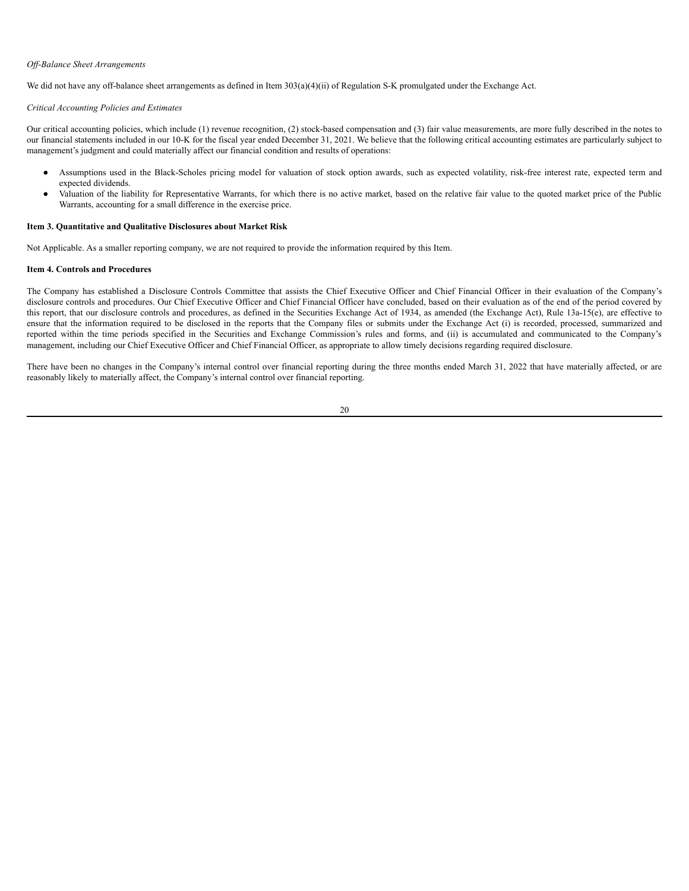*Off-Balance Sheet Arrangements*

We did not have any off-balance sheet arrangements as defined in Item 303(a)(4)(ii) of Regulation S-K promulgated under the Exchange Act.

*Critical Accounting Policies and Estimates*

Our critical accounting policies, which include (1) revenue recognition, (2) stock-based compensation and (3) fair value measurements, are more fully described in the notes to our financial statements included in our 10-K for the fiscal year ended December 31, 2021. We believe that the following critical accounting estimates are particularly subject to management's judgment and could materially affect our financial condition and results of operations:

- Assumptions used in the Black-Scholes pricing model for valuation of stock option awards, such as expected volatility, risk-free interest rate, expected term and expected dividends.
- Valuation of the liability for Representative Warrants, for which there is no active market, based on the relative fair value to the quoted market price of the Public Warrants, accounting for a small difference in the exercise price.

**Item 3. Quantitative and Qualitative Disclosures about Market Risk**

Not Applicable. As a smaller reporting company, we are not required to provide the information required by this Item.

**Item 4. Controls and Procedures**

The Company has established a Disclosure Controls Committee that assists the Chief Executive Officer and Chief Financial Officer in their evaluation of the Company's disclosure controls and procedures. Our Chief Executive Officer and Chief Financial Officer have concluded, based on their evaluation as of the end of the period covered by this report, that our disclosure controls and procedures, as defined in the Securities Exchange Act of 1934, as amended (the Exchange Act), Rule 13a-15(e), are effective to ensure that the information required to be disclosed in the reports that the Company files or submits under the Exchange Act (i) is recorded, processed, summarized and reported within the time periods specified in the Securities and Exchange Commission's rules and forms, and (ii) is accumulated and communicated to the Company's management, including our Chief Executive Officer and Chief Financial Officer, as appropriate to allow timely decisions regarding required disclosure.

There have been no changes in the Company's internal control over financial reporting during the three months ended March 31, 2022 that have materially affected, or are reasonably likely to materially affect, the Company's internal control over financial reporting.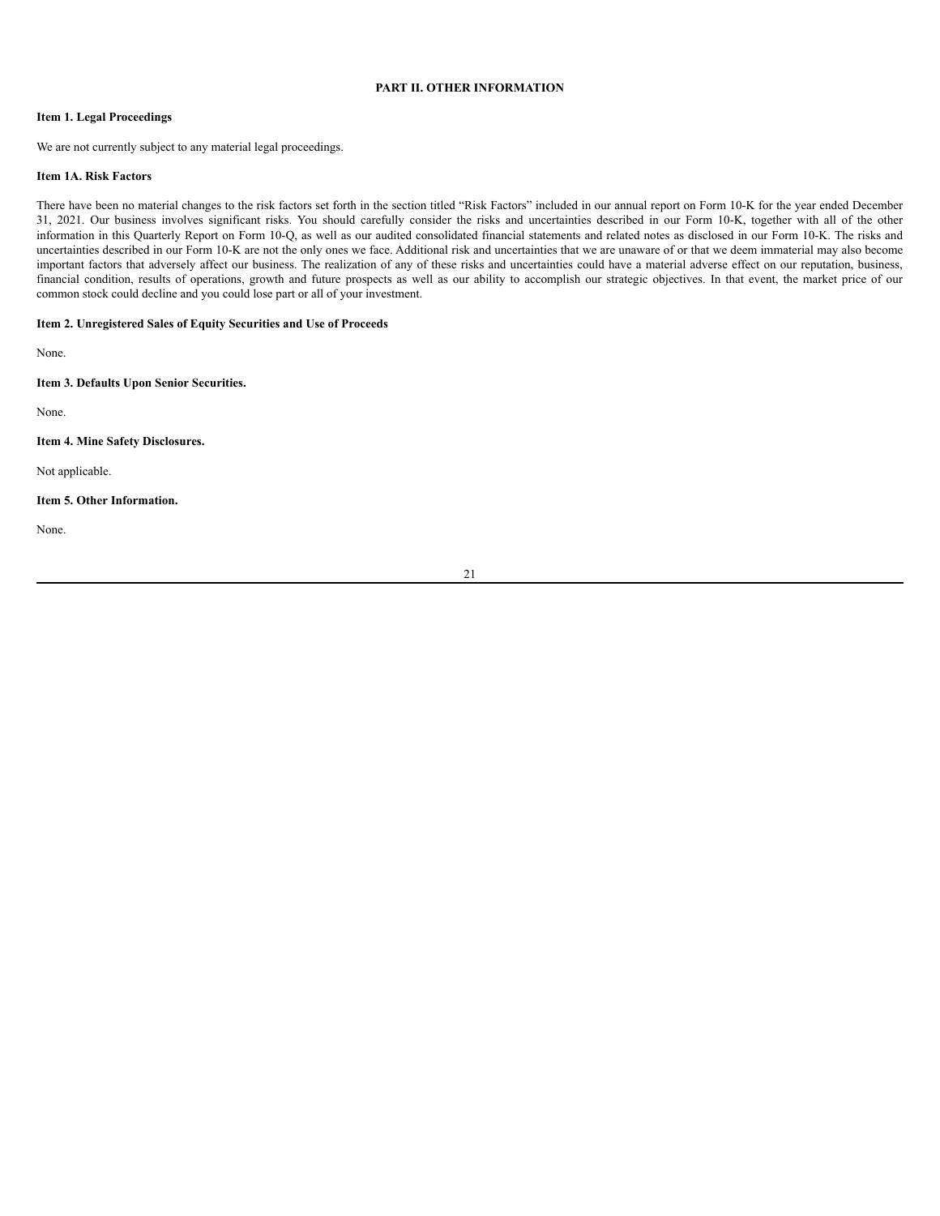## PART II. OTHER INFORMATION

### Item 1. Legal Proceedings

We are not currently subject to any material legal proceedings.

### Item 1A. Risk Factors

There have been no material changes to the risk factors set forth in the section titled "Risk Factors" included in our annual report on Form 10-K for the year ended December 31, 2021. Our business involves significant risks. You should carefully consider the risks and uncertainties described in our Form 10-K, together with all of the other information in this Quarterly Report on Form 10-Q, as well as our audited consolidated financial statements and related notes as disclosed in our Form 10-K. The risks and uncertainties described in our Form 10-K are not the only ones we face. Additional risk and uncertainties that we are unaware of or that we deem immaterial may also become important factors that adversely affect our business. The realization of any of these risks and uncertainties could have a material adverse effect on our reputation, business, financial condition, results of operations, growth and future prospects as well as our ability to accomplish our strategic objectives. In that event, the market price of our common stock could decline and you could lose part or all of your investment.

### Item 2. Unregistered Sales of Equity Securities and Use of Proceeds

None.

### Item 3. Defaults Upon Senior Securities.

None.

### Item 4. Mine Safety Disclosures.

Not applicable.

### Item 5. Other Information.

None.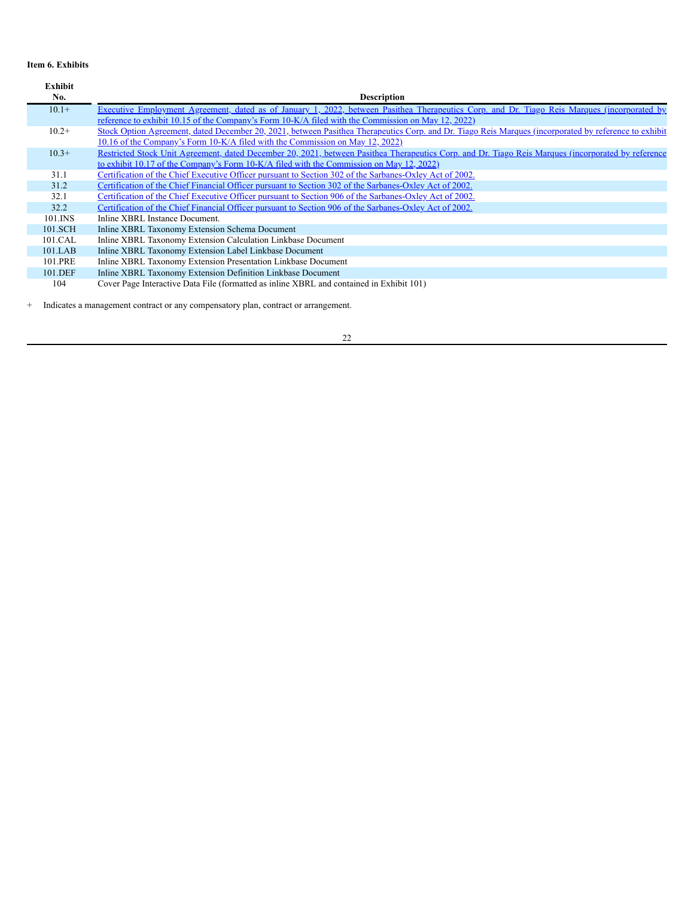**Item 6. Exhibits**

| Exhibit No. | Description |
|---|---|
| 10.1+ | Executive Employment Agreement, dated as of January 1, 2022, between Pasithea Therapeutics Corp. and Dr. Tiago Reis Marques (incorporated by reference to exhibit 10.15 of the Company's Form 10-K/A filed with the Commission on May 12, 2022) |
| 10.2+ | Stock Option Agreement, dated December 20, 2021, between Pasithea Therapeutics Corp. and Dr. Tiago Reis Marques (incorporated by reference to exhibit 10.16 of the Company's Form 10-K/A filed with the Commission on May 12, 2022) |
| 10.3+ | Restricted Stock Unit Agreement, dated December 20, 2021, between Pasithea Therapeutics Corp. and Dr. Tiago Reis Marques (incorporated by reference to exhibit 10.17 of the Company's Form 10-K/A filed with the Commission on May 12, 2022) |
| 31.1 | Certification of the Chief Executive Officer pursuant to Section 302 of the Sarbanes-Oxley Act of 2002. |
| 31.2 | Certification of the Chief Financial Officer pursuant to Section 302 of the Sarbanes-Oxley Act of 2002. |
| 32.1 | Certification of the Chief Executive Officer pursuant to Section 906 of the Sarbanes-Oxley Act of 2002. |
| 32.2 | Certification of the Chief Financial Officer pursuant to Section 906 of the Sarbanes-Oxley Act of 2002. |
| 101.INS | Inline XBRL Instance Document. |
| 101.SCH | Inline XBRL Taxonomy Extension Schema Document |
| 101.CAL | Inline XBRL Taxonomy Extension Calculation Linkbase Document |
| 101.LAB | Inline XBRL Taxonomy Extension Label Linkbase Document |
| 101.PRE | Inline XBRL Taxonomy Extension Presentation Linkbase Document |
| 101.DEF | Inline XBRL Taxonomy Extension Definition Linkbase Document |
| 104 | Cover Page Interactive Data File (formatted as inline XBRL and contained in Exhibit 101) |

+ Indicates a management contract or any compensatory plan, contract or arrangement.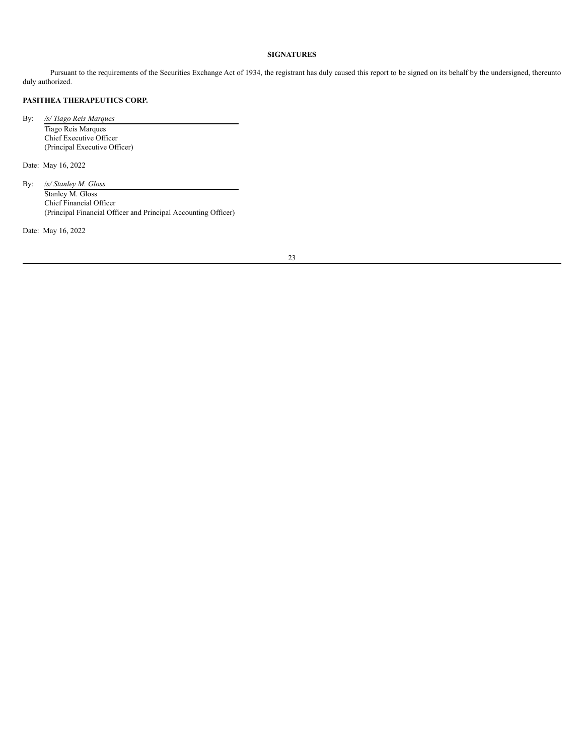## SIGNATURES

Pursuant to the requirements of the Securities Exchange Act of 1934, the registrant has duly caused this report to be signed on its behalf by the undersigned, thereunto duly authorized.

**PASITHEA THERAPEUTICS CORP.**

By: */s/ Tiago Reis Marques*
Tiago Reis Marques
Chief Executive Officer
(Principal Executive Officer)

Date: May 16, 2022

By: */s/ Stanley M. Gloss*
Stanley M. Gloss
Chief Financial Officer
(Principal Financial Officer and Principal Accounting Officer)

Date: May 16, 2022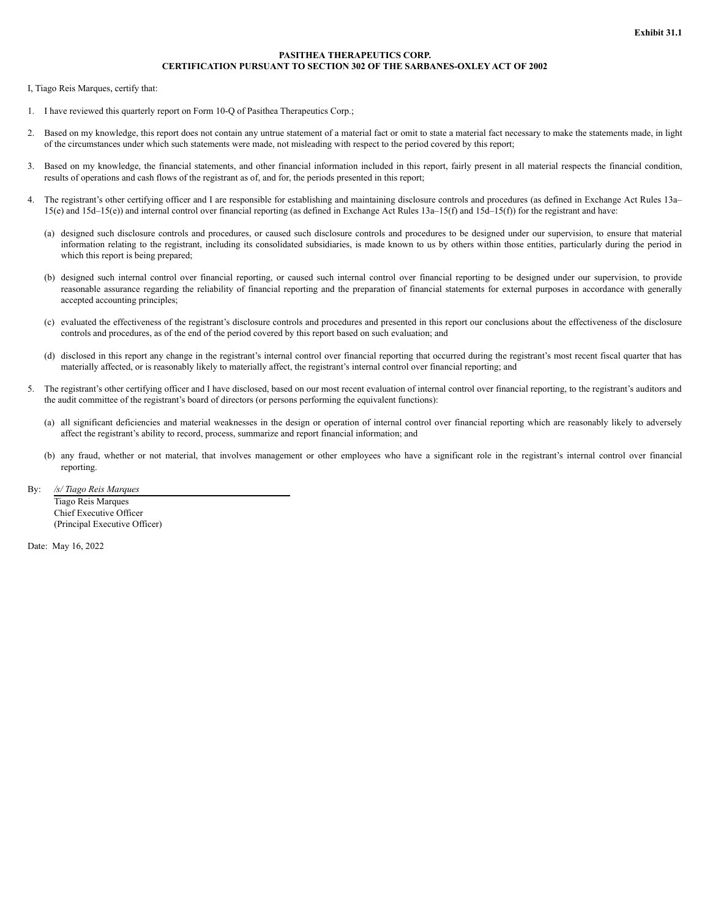**Exhibit 31.1**

**PASITHEA THERAPEUTICS CORP.**
**CERTIFICATION PURSUANT TO SECTION 302 OF THE SARBANES-OXLEY ACT OF 2002**

I, Tiago Reis Marques, certify that:

1. I have reviewed this quarterly report on Form 10-Q of Pasithea Therapeutics Corp.;

2. Based on my knowledge, this report does not contain any untrue statement of a material fact or omit to state a material fact necessary to make the statements made, in light of the circumstances under which such statements were made, not misleading with respect to the period covered by this report;

3. Based on my knowledge, the financial statements, and other financial information included in this report, fairly present in all material respects the financial condition, results of operations and cash flows of the registrant as of, and for, the periods presented in this report;

4. The registrant's other certifying officer and I are responsible for establishing and maintaining disclosure controls and procedures (as defined in Exchange Act Rules 13a–15(e) and 15d–15(e)) and internal control over financial reporting (as defined in Exchange Act Rules 13a–15(f) and 15d–15(f)) for the registrant and have:

   (a) designed such disclosure controls and procedures, or caused such disclosure controls and procedures to be designed under our supervision, to ensure that material information relating to the registrant, including its consolidated subsidiaries, is made known to us by others within those entities, particularly during the period in which this report is being prepared;

   (b) designed such internal control over financial reporting, or caused such internal control over financial reporting to be designed under our supervision, to provide reasonable assurance regarding the reliability of financial reporting and the preparation of financial statements for external purposes in accordance with generally accepted accounting principles;

   (c) evaluated the effectiveness of the registrant's disclosure controls and procedures and presented in this report our conclusions about the effectiveness of the disclosure controls and procedures, as of the end of the period covered by this report based on such evaluation; and

   (d) disclosed in this report any change in the registrant's internal control over financial reporting that occurred during the registrant's most recent fiscal quarter that has materially affected, or is reasonably likely to materially affect, the registrant's internal control over financial reporting; and

5. The registrant's other certifying officer and I have disclosed, based on our most recent evaluation of internal control over financial reporting, to the registrant's auditors and the audit committee of the registrant's board of directors (or persons performing the equivalent functions):

   (a) all significant deficiencies and material weaknesses in the design or operation of internal control over financial reporting which are reasonably likely to adversely affect the registrant's ability to record, process, summarize and report financial information; and

   (b) any fraud, whether or not material, that involves management or other employees who have a significant role in the registrant's internal control over financial reporting.

By: */s/ Tiago Reis Marques*
Tiago Reis Marques
Chief Executive Officer
(Principal Executive Officer)

Date: May 16, 2022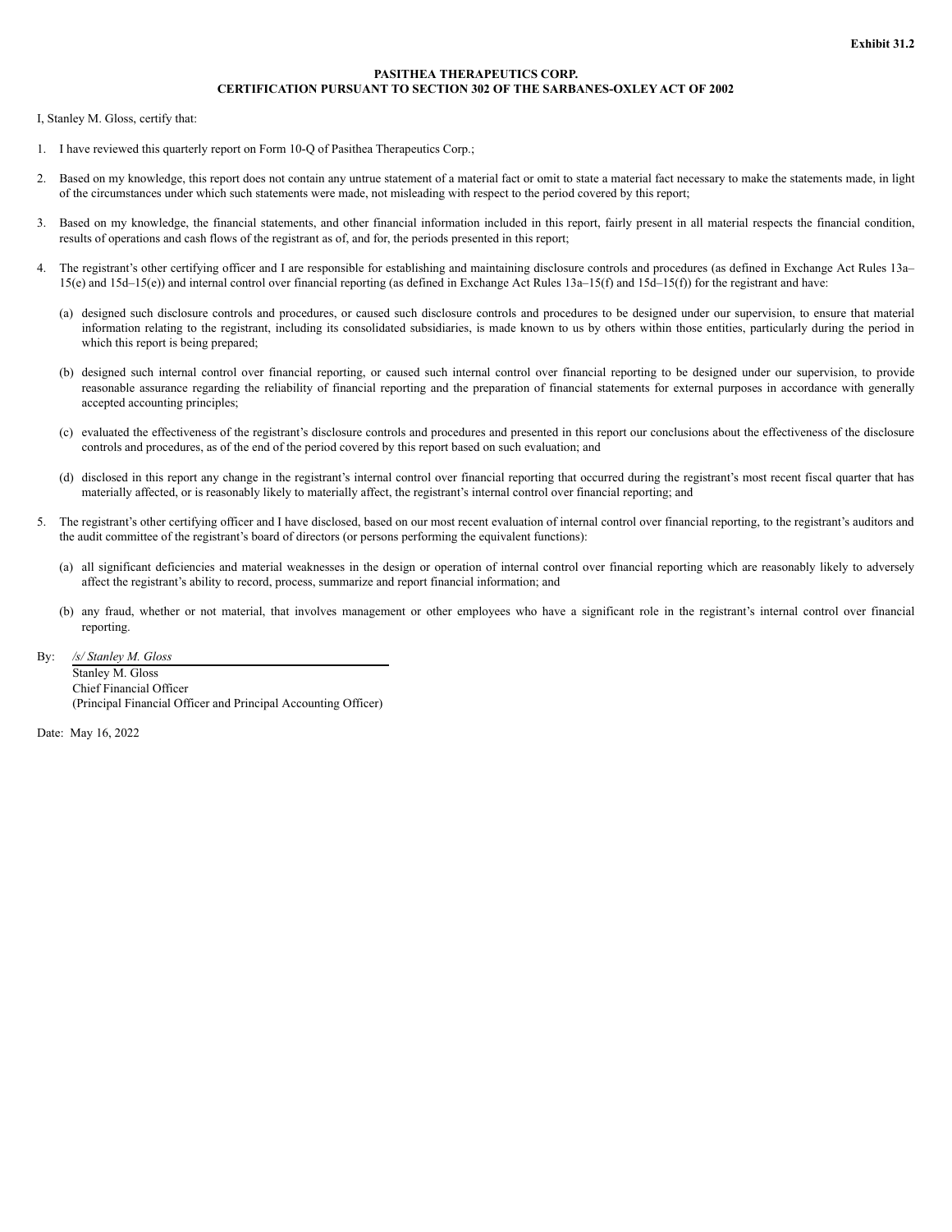**Exhibit 31.2**

**PASITHEA THERAPEUTICS CORP.**
**CERTIFICATION PURSUANT TO SECTION 302 OF THE SARBANES-OXLEY ACT OF 2002**

I, Stanley M. Gloss, certify that:

1. I have reviewed this quarterly report on Form 10-Q of Pasithea Therapeutics Corp.;

2. Based on my knowledge, this report does not contain any untrue statement of a material fact or omit to state a material fact necessary to make the statements made, in light of the circumstances under which such statements were made, not misleading with respect to the period covered by this report;

3. Based on my knowledge, the financial statements, and other financial information included in this report, fairly present in all material respects the financial condition, results of operations and cash flows of the registrant as of, and for, the periods presented in this report;

4. The registrant's other certifying officer and I are responsible for establishing and maintaining disclosure controls and procedures (as defined in Exchange Act Rules 13a–15(e) and 15d–15(e)) and internal control over financial reporting (as defined in Exchange Act Rules 13a–15(f) and 15d–15(f)) for the registrant and have:

   (a) designed such disclosure controls and procedures, or caused such disclosure controls and procedures to be designed under our supervision, to ensure that material information relating to the registrant, including its consolidated subsidiaries, is made known to us by others within those entities, particularly during the period in which this report is being prepared;

   (b) designed such internal control over financial reporting, or caused such internal control over financial reporting to be designed under our supervision, to provide reasonable assurance regarding the reliability of financial reporting and the preparation of financial statements for external purposes in accordance with generally accepted accounting principles;

   (c) evaluated the effectiveness of the registrant's disclosure controls and procedures and presented in this report our conclusions about the effectiveness of the disclosure controls and procedures, as of the end of the period covered by this report based on such evaluation; and

   (d) disclosed in this report any change in the registrant's internal control over financial reporting that occurred during the registrant's most recent fiscal quarter that has materially affected, or is reasonably likely to materially affect, the registrant's internal control over financial reporting; and

5. The registrant's other certifying officer and I have disclosed, based on our most recent evaluation of internal control over financial reporting, to the registrant's auditors and the audit committee of the registrant's board of directors (or persons performing the equivalent functions):

   (a) all significant deficiencies and material weaknesses in the design or operation of internal control over financial reporting which are reasonably likely to adversely affect the registrant's ability to record, process, summarize and report financial information; and

   (b) any fraud, whether or not material, that involves management or other employees who have a significant role in the registrant's internal control over financial reporting.

By: */s/ Stanley M. Gloss*
Stanley M. Gloss
Chief Financial Officer
(Principal Financial Officer and Principal Accounting Officer)

Date: May 16, 2022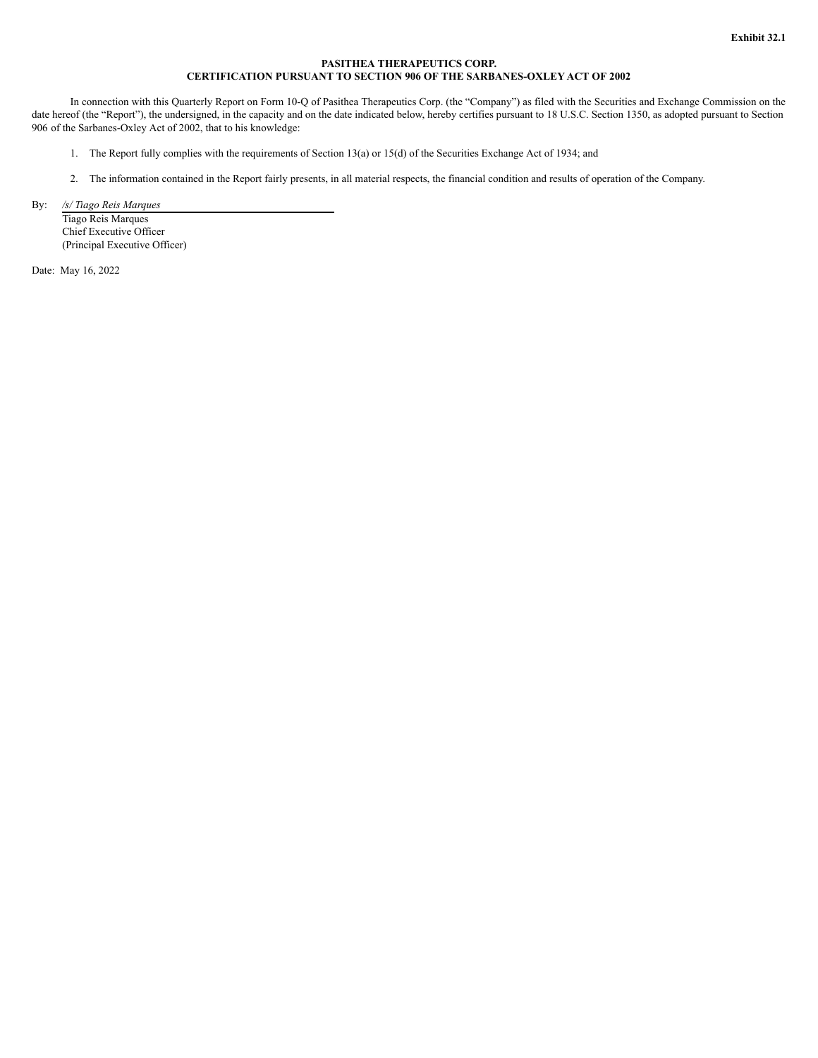**Exhibit 32.1**

**PASITHEA THERAPEUTICS CORP.**
**CERTIFICATION PURSUANT TO SECTION 906 OF THE SARBANES-OXLEY ACT OF 2002**

In connection with this Quarterly Report on Form 10-Q of Pasithea Therapeutics Corp. (the "Company") as filed with the Securities and Exchange Commission on the date hereof (the "Report"), the undersigned, in the capacity and on the date indicated below, hereby certifies pursuant to 18 U.S.C. Section 1350, as adopted pursuant to Section 906 of the Sarbanes-Oxley Act of 2002, that to his knowledge:

1. The Report fully complies with the requirements of Section 13(a) or 15(d) of the Securities Exchange Act of 1934; and

2. The information contained in the Report fairly presents, in all material respects, the financial condition and results of operation of the Company.

By: */s/ Tiago Reis Marques*
Tiago Reis Marques
Chief Executive Officer
(Principal Executive Officer)

Date: May 16, 2022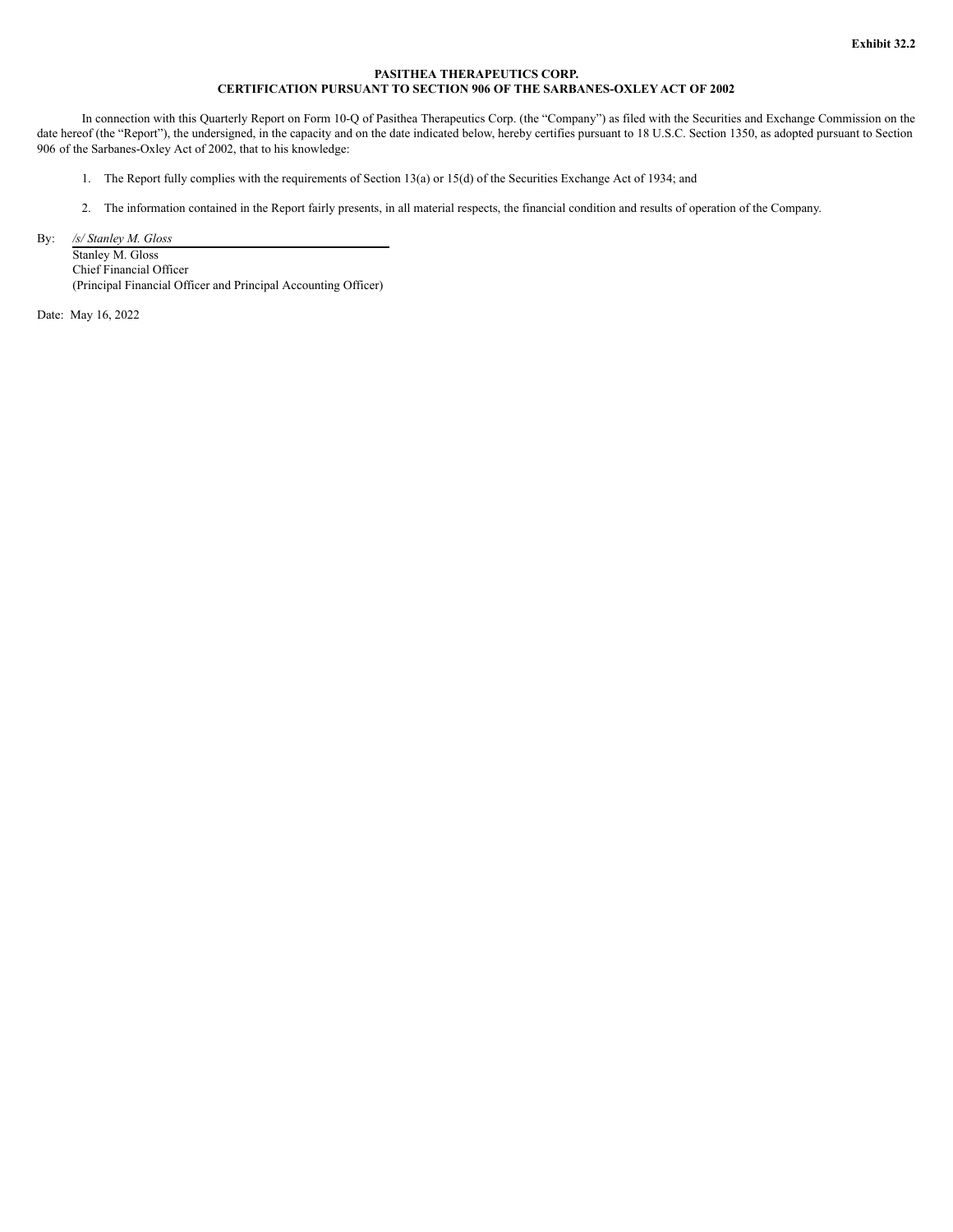**Exhibit 32.2**

**PASITHEA THERAPEUTICS CORP.**
**CERTIFICATION PURSUANT TO SECTION 906 OF THE SARBANES-OXLEY ACT OF 2002**

In connection with this Quarterly Report on Form 10-Q of Pasithea Therapeutics Corp. (the "Company") as filed with the Securities and Exchange Commission on the date hereof (the "Report"), the undersigned, in the capacity and on the date indicated below, hereby certifies pursuant to 18 U.S.C. Section 1350, as adopted pursuant to Section 906 of the Sarbanes-Oxley Act of 2002, that to his knowledge:

1. The Report fully complies with the requirements of Section 13(a) or 15(d) of the Securities Exchange Act of 1934; and

2. The information contained in the Report fairly presents, in all material respects, the financial condition and results of operation of the Company.

By: */s/ Stanley M. Gloss*
Stanley M. Gloss
Chief Financial Officer
(Principal Financial Officer and Principal Accounting Officer)

Date: May 16, 2022